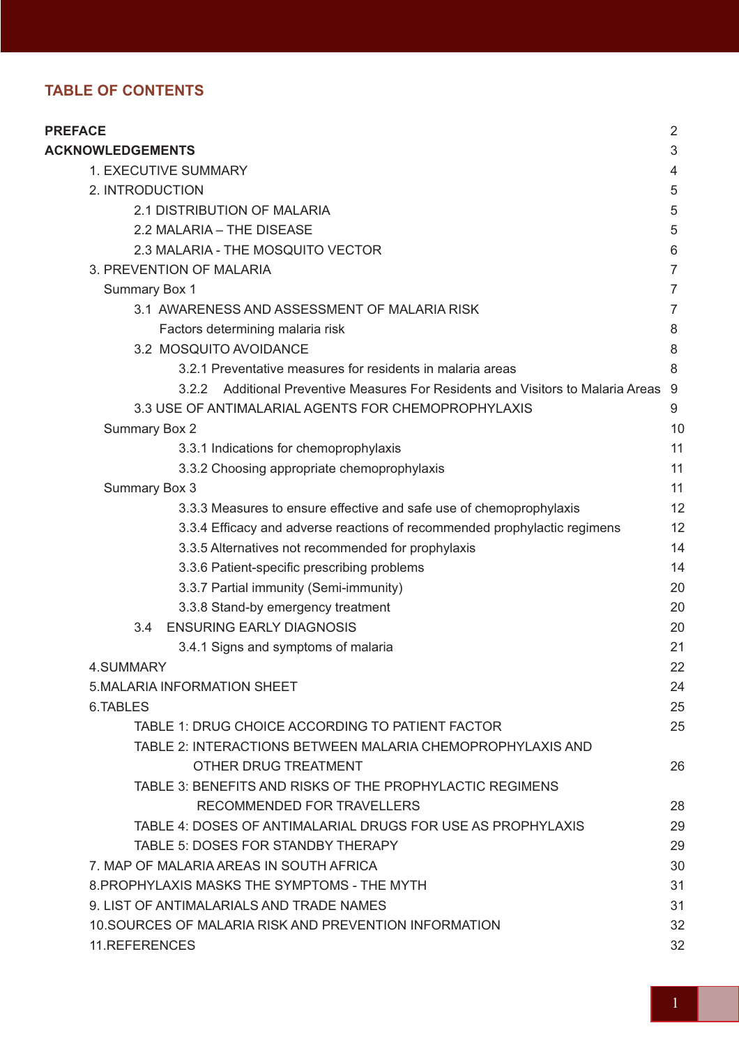# TABLE OF CONTENTS

| | |
|---|---|
| **PREFACE** | 2 |
| **ACKNOWLEDGEMENTS** | 3 |
| 1. EXECUTIVE SUMMARY | 4 |
| 2. INTRODUCTION | 5 |
| 2.1 DISTRIBUTION OF MALARIA | 5 |
| 2.2 MALARIA – THE DISEASE | 5 |
| 2.3 MALARIA - THE MOSQUITO VECTOR | 6 |
| 3. PREVENTION OF MALARIA | 7 |
| Summary Box 1 | 7 |
| 3.1 AWARENESS AND ASSESSMENT OF MALARIA RISK | 7 |
| Factors determining malaria risk | 8 |
| 3.2 MOSQUITO AVOIDANCE | 8 |
| 3.2.1 Preventative measures for residents in malaria areas | 8 |
| 3.2.2 Additional Preventive Measures For Residents and Visitors to Malaria Areas | 9 |
| 3.3 USE OF ANTIMALARIAL AGENTS FOR CHEMOPROPHYLAXIS | 9 |
| Summary Box 2 | 10 |
| 3.3.1 Indications for chemoprophylaxis | 11 |
| 3.3.2 Choosing appropriate chemoprophylaxis | 11 |
| Summary Box 3 | 11 |
| 3.3.3 Measures to ensure effective and safe use of chemoprophylaxis | 12 |
| 3.3.4 Efficacy and adverse reactions of recommended prophylactic regimens | 12 |
| 3.3.5 Alternatives not recommended for prophylaxis | 14 |
| 3.3.6 Patient-specific prescribing problems | 14 |
| 3.3.7 Partial immunity (Semi-immunity) | 20 |
| 3.3.8 Stand-by emergency treatment | 20 |
| 3.4 ENSURING EARLY DIAGNOSIS | 20 |
| 3.4.1 Signs and symptoms of malaria | 21 |
| 4.SUMMARY | 22 |
| 5.MALARIA INFORMATION SHEET | 24 |
| 6.TABLES | 25 |
| TABLE 1: DRUG CHOICE ACCORDING TO PATIENT FACTOR | 25 |
| TABLE 2: INTERACTIONS BETWEEN MALARIA CHEMOPROPHYLAXIS AND OTHER DRUG TREATMENT | 26 |
| TABLE 3: BENEFITS AND RISKS OF THE PROPHYLACTIC REGIMENS RECOMMENDED FOR TRAVELLERS | 28 |
| TABLE 4: DOSES OF ANTIMALARIAL DRUGS FOR USE AS PROPHYLAXIS | 29 |
| TABLE 5: DOSES FOR STANDBY THERAPY | 29 |
| 7. MAP OF MALARIA AREAS IN SOUTH AFRICA | 30 |
| 8.PROPHYLAXIS MASKS THE SYMPTOMS - THE MYTH | 31 |
| 9. LIST OF ANTIMALARIALS AND TRADE NAMES | 31 |
| 10.SOURCES OF MALARIA RISK AND PREVENTION INFORMATION | 32 |
| 11.REFERENCES | 32 |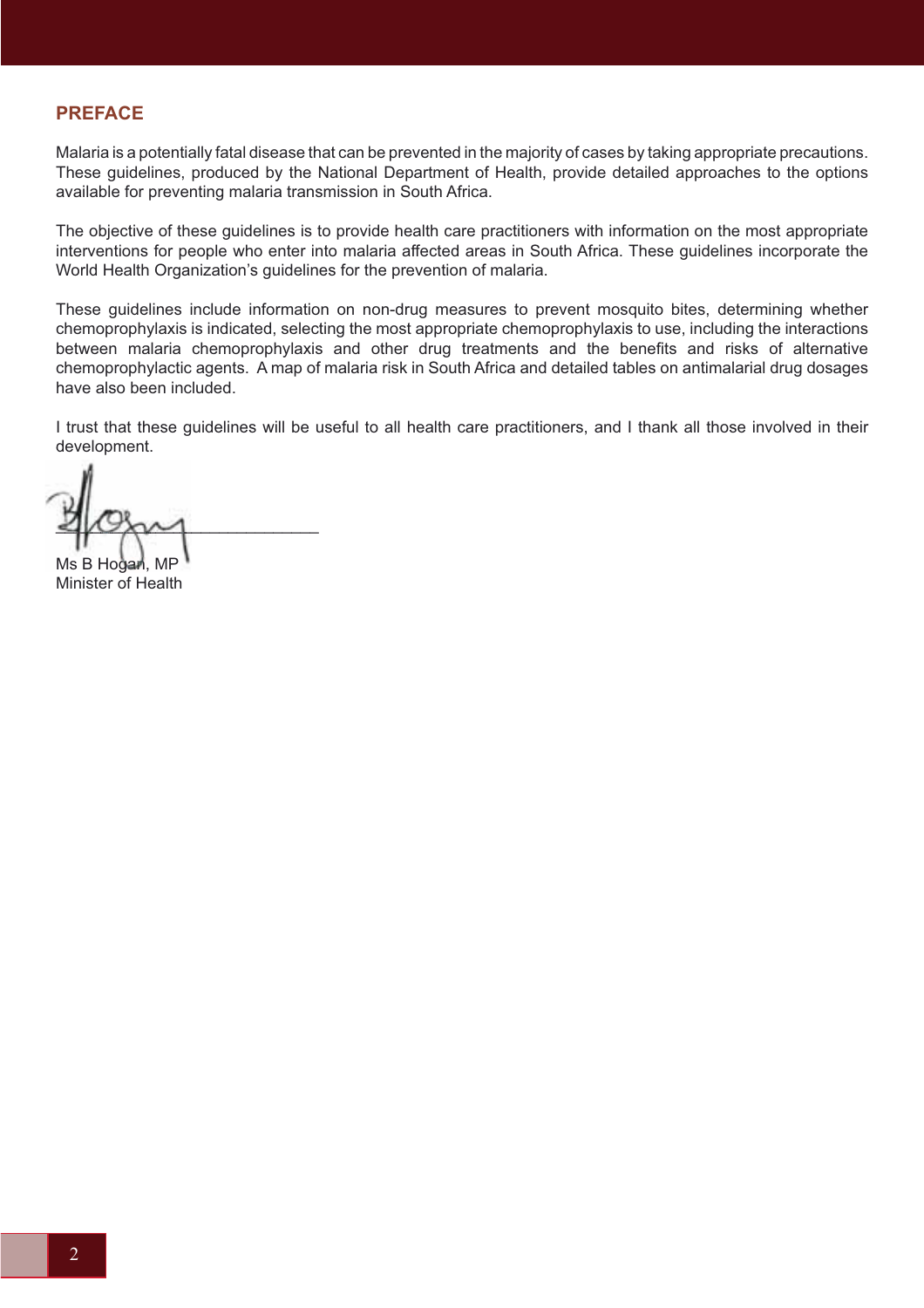## PREFACE

Malaria is a potentially fatal disease that can be prevented in the majority of cases by taking appropriate precautions. These guidelines, produced by the National Department of Health, provide detailed approaches to the options available for preventing malaria transmission in South Africa.

The objective of these guidelines is to provide health care practitioners with information on the most appropriate interventions for people who enter into malaria affected areas in South Africa. These guidelines incorporate the World Health Organization's guidelines for the prevention of malaria.

These guidelines include information on non-drug measures to prevent mosquito bites, determining whether chemoprophylaxis is indicated, selecting the most appropriate chemoprophylaxis to use, including the interactions between malaria chemoprophylaxis and other drug treatments and the benefits and risks of alternative chemoprophylactic agents. A map of malaria risk in South Africa and detailed tables on antimalarial drug dosages have also been included.

I trust that these guidelines will be useful to all health care practitioners, and I thank all those involved in their development.

Ms B Hogan, MP
Minister of Health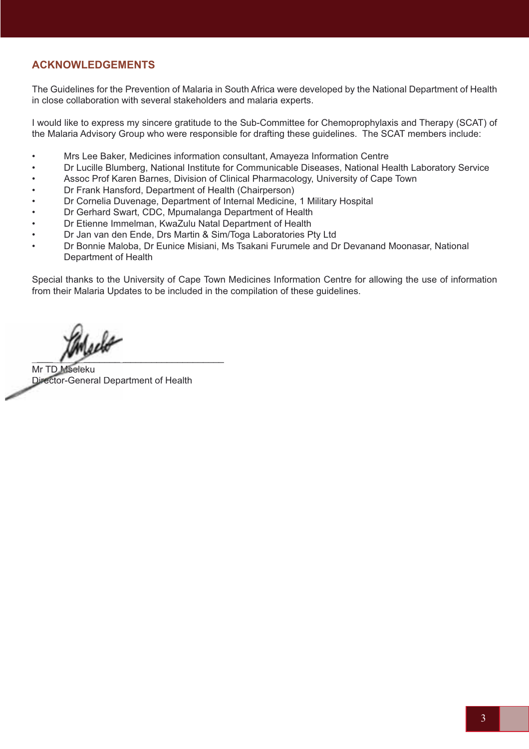## ACKNOWLEDGEMENTS

The Guidelines for the Prevention of Malaria in South Africa were developed by the National Department of Health in close collaboration with several stakeholders and malaria experts.

I would like to express my sincere gratitude to the Sub-Committee for Chemoprophylaxis and Therapy (SCAT) of the Malaria Advisory Group who were responsible for drafting these guidelines. The SCAT members include:

- Mrs Lee Baker, Medicines information consultant, Amayeza Information Centre
- Dr Lucille Blumberg, National Institute for Communicable Diseases, National Health Laboratory Service
- Assoc Prof Karen Barnes, Division of Clinical Pharmacology, University of Cape Town
- Dr Frank Hansford, Department of Health (Chairperson)
- Dr Cornelia Duvenage, Department of Internal Medicine, 1 Military Hospital
- Dr Gerhard Swart, CDC, Mpumalanga Department of Health
- Dr Etienne Immelman, KwaZulu Natal Department of Health
- Dr Jan van den Ende, Drs Martin & Sim/Toga Laboratories Pty Ltd
- Dr Bonnie Maloba, Dr Eunice Misiani, Ms Tsakani Furumele and Dr Devanand Moonasar, National Department of Health

Special thanks to the University of Cape Town Medicines Information Centre for allowing the use of information from their Malaria Updates to be included in the compilation of these guidelines.

Mr TD Mseleku
Director-General Department of Health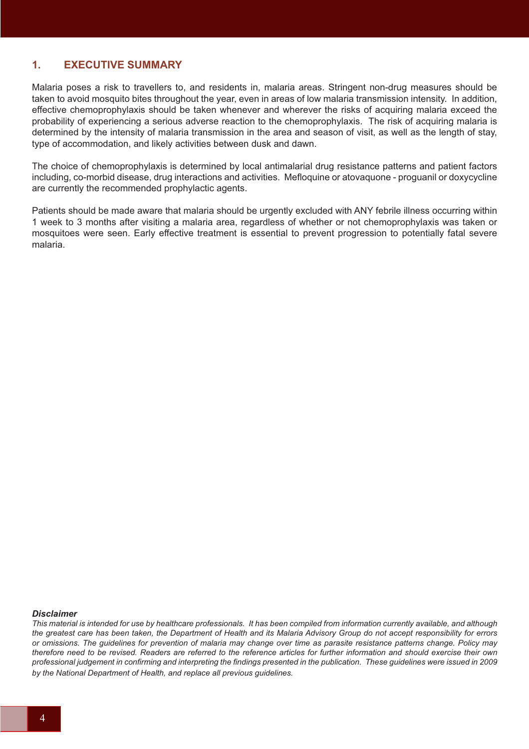## 1. EXECUTIVE SUMMARY

Malaria poses a risk to travellers to, and residents in, malaria areas. Stringent non-drug measures should be taken to avoid mosquito bites throughout the year, even in areas of low malaria transmission intensity. In addition, effective chemoprophylaxis should be taken whenever and wherever the risks of acquiring malaria exceed the probability of experiencing a serious adverse reaction to the chemoprophylaxis. The risk of acquiring malaria is determined by the intensity of malaria transmission in the area and season of visit, as well as the length of stay, type of accommodation, and likely activities between dusk and dawn.

The choice of chemoprophylaxis is determined by local antimalarial drug resistance patterns and patient factors including, co-morbid disease, drug interactions and activities. Mefloquine or atovaquone - proguanil or doxycycline are currently the recommended prophylactic agents.

Patients should be made aware that malaria should be urgently excluded with ANY febrile illness occurring within 1 week to 3 months after visiting a malaria area, regardless of whether or not chemoprophylaxis was taken or mosquitoes were seen. Early effective treatment is essential to prevent progression to potentially fatal severe malaria.

***Disclaimer***

*This material is intended for use by healthcare professionals. It has been compiled from information currently available, and although the greatest care has been taken, the Department of Health and its Malaria Advisory Group do not accept responsibility for errors or omissions. The guidelines for prevention of malaria may change over time as parasite resistance patterns change. Policy may therefore need to be revised. Readers are referred to the reference articles for further information and should exercise their own professional judgement in confirming and interpreting the findings presented in the publication. These guidelines were issued in 2009 by the National Department of Health, and replace all previous guidelines.*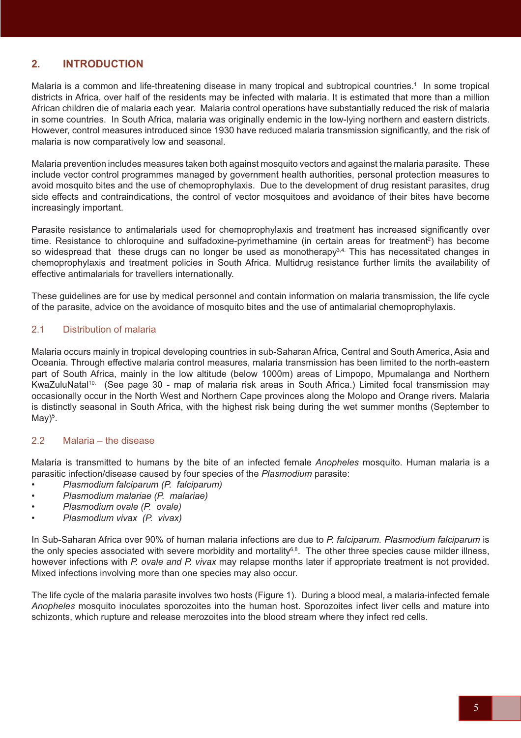## 2. INTRODUCTION

Malaria is a common and life-threatening disease in many tropical and subtropical countries.[1] In some tropical districts in Africa, over half of the residents may be infected with malaria. It is estimated that more than a million African children die of malaria each year. Malaria control operations have substantially reduced the risk of malaria in some countries. In South Africa, malaria was originally endemic in the low-lying northern and eastern districts. However, control measures introduced since 1930 have reduced malaria transmission significantly, and the risk of malaria is now comparatively low and seasonal.

Malaria prevention includes measures taken both against mosquito vectors and against the malaria parasite. These include vector control programmes managed by government health authorities, personal protection measures to avoid mosquito bites and the use of chemoprophylaxis. Due to the development of drug resistant parasites, drug side effects and contraindications, the control of vector mosquitoes and avoidance of their bites have become increasingly important.

Parasite resistance to antimalarials used for chemoprophylaxis and treatment has increased significantly over time. Resistance to chloroquine and sulfadoxine-pyrimethamine (in certain areas for treatment[2]) has become so widespread that these drugs can no longer be used as monotherapy[3,4]. This has necessitated changes in chemoprophylaxis and treatment policies in South Africa. Multidrug resistance further limits the availability of effective antimalarials for travellers internationally.

These guidelines are for use by medical personnel and contain information on malaria transmission, the life cycle of the parasite, advice on the avoidance of mosquito bites and the use of antimalarial chemoprophylaxis.

### 2.1 Distribution of malaria

Malaria occurs mainly in tropical developing countries in sub-Saharan Africa, Central and South America, Asia and Oceania. Through effective malaria control measures, malaria transmission has been limited to the north-eastern part of South Africa, mainly in the low altitude (below 1000m) areas of Limpopo, Mpumalanga and Northern KwaZuluNatal[10]. (See page 30 - map of malaria risk areas in South Africa.) Limited focal transmission may occasionally occur in the North West and Northern Cape provinces along the Molopo and Orange rivers. Malaria is distinctly seasonal in South Africa, with the highest risk being during the wet summer months (September to May)[5].

### 2.2 Malaria – the disease

Malaria is transmitted to humans by the bite of an infected female *Anopheles* mosquito. Human malaria is a parasitic infection/disease caused by four species of the *Plasmodium* parasite:

- *Plasmodium falciparum (P. falciparum)*
- *Plasmodium malariae (P. malariae)*
- *Plasmodium ovale (P. ovale)*
- *Plasmodium vivax (P. vivax)*

In Sub-Saharan Africa over 90% of human malaria infections are due to *P. falciparum. Plasmodium falciparum* is the only species associated with severe morbidity and mortality[6,8]. The other three species cause milder illness, however infections with *P. ovale and P. vivax* may relapse months later if appropriate treatment is not provided. Mixed infections involving more than one species may also occur.

The life cycle of the malaria parasite involves two hosts (Figure 1). During a blood meal, a malaria-infected female *Anopheles* mosquito inoculates sporozoites into the human host. Sporozoites infect liver cells and mature into schizonts, which rupture and release merozoites into the blood stream where they infect red cells.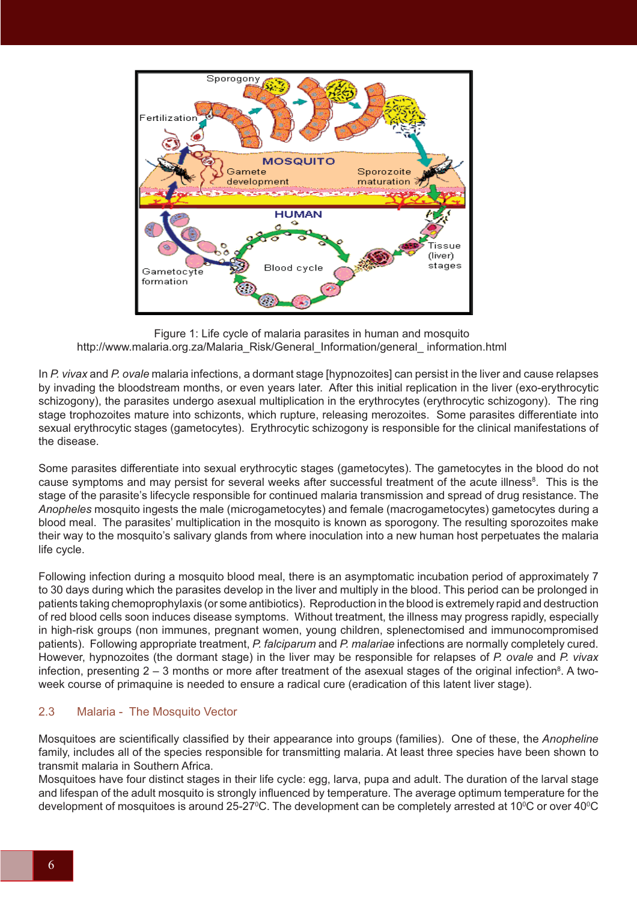Figure 1: Life cycle of malaria parasites in human and mosquito
http://www.malaria.org.za/Malaria_Risk/General_Information/general_ information.html

In *P. vivax* and *P. ovale* malaria infections, a dormant stage [hypnozoites] can persist in the liver and cause relapses by invading the bloodstream months, or even years later. After this initial replication in the liver (exo-erythrocytic schizogony), the parasites undergo asexual multiplication in the erythrocytes (erythrocytic schizogony). The ring stage trophozoites mature into schizonts, which rupture, releasing merozoites. Some parasites differentiate into sexual erythrocytic stages (gametocytes). Erythrocytic schizogony is responsible for the clinical manifestations of the disease.

Some parasites differentiate into sexual erythrocytic stages (gametocytes). The gametocytes in the blood do not cause symptoms and may persist for several weeks after successful treatment of the acute illness[8]. This is the stage of the parasite's lifecycle responsible for continued malaria transmission and spread of drug resistance. The *Anopheles* mosquito ingests the male (microgametocytes) and female (macrogametocytes) gametocytes during a blood meal. The parasites' multiplication in the mosquito is known as sporogony. The resulting sporozoites make their way to the mosquito's salivary glands from where inoculation into a new human host perpetuates the malaria life cycle.

Following infection during a mosquito blood meal, there is an asymptomatic incubation period of approximately 7 to 30 days during which the parasites develop in the liver and multiply in the blood. This period can be prolonged in patients taking chemoprophylaxis (or some antibiotics). Reproduction in the blood is extremely rapid and destruction of red blood cells soon induces disease symptoms. Without treatment, the illness may progress rapidly, especially in high-risk groups (non immunes, pregnant women, young children, splenectomised and immunocompromised patients). Following appropriate treatment, *P. falciparum* and *P. malariae* infections are normally completely cured. However, hypnozoites (the dormant stage) in the liver may be responsible for relapses of *P. ovale* and *P. vivax* infection, presenting 2 – 3 months or more after treatment of the asexual stages of the original infection[8]. A two-week course of primaquine is needed to ensure a radical cure (eradication of this latent liver stage).

## 2.3 Malaria - The Mosquito Vector

Mosquitoes are scientifically classified by their appearance into groups (families). One of these, the *Anopheline* family, includes all of the species responsible for transmitting malaria. At least three species have been shown to transmit malaria in Southern Africa.

Mosquitoes have four distinct stages in their life cycle: egg, larva, pupa and adult. The duration of the larval stage and lifespan of the adult mosquito is strongly influenced by temperature. The average optimum temperature for the development of mosquitoes is around 25-27$^{0}$C. The development can be completely arrested at 10$^{0}$C or over 40$^{0}$C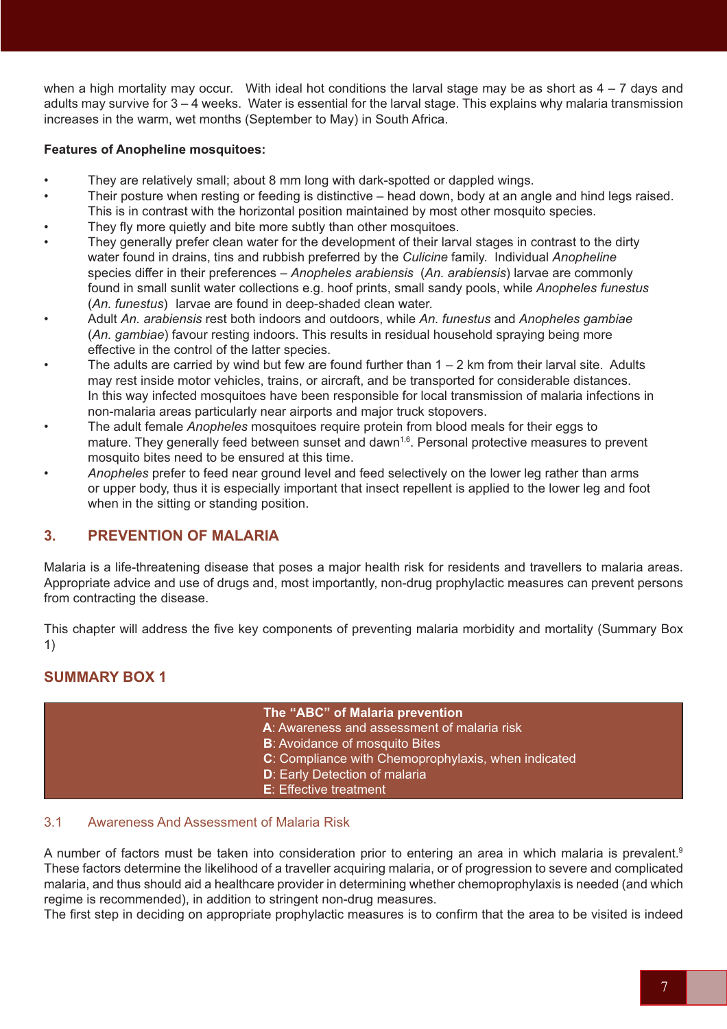when a high mortality may occur. With ideal hot conditions the larval stage may be as short as 4 – 7 days and adults may survive for 3 – 4 weeks. Water is essential for the larval stage. This explains why malaria transmission increases in the warm, wet months (September to May) in South Africa.

**Features of Anopheline mosquitoes:**

- They are relatively small; about 8 mm long with dark-spotted or dappled wings.
- Their posture when resting or feeding is distinctive – head down, body at an angle and hind legs raised. This is in contrast with the horizontal position maintained by most other mosquito species.
- They fly more quietly and bite more subtly than other mosquitoes.
- They generally prefer clean water for the development of their larval stages in contrast to the dirty water found in drains, tins and rubbish preferred by the *Culicine* family. Individual *Anopheline* species differ in their preferences – *Anopheles arabiensis* (*An. arabiensis*) larvae are commonly found in small sunlit water collections e.g. hoof prints, small sandy pools, while *Anopheles funestus* (*An. funestus*) larvae are found in deep-shaded clean water.
- Adult *An. arabiensis* rest both indoors and outdoors, while *An. funestus* and *Anopheles gambiae* (*An. gambiae*) favour resting indoors. This results in residual household spraying being more effective in the control of the latter species.
- The adults are carried by wind but few are found further than 1 – 2 km from their larval site. Adults may rest inside motor vehicles, trains, or aircraft, and be transported for considerable distances. In this way infected mosquitoes have been responsible for local transmission of malaria infections in non-malaria areas particularly near airports and major truck stopovers.
- The adult female *Anopheles* mosquitoes require protein from blood meals for their eggs to mature. They generally feed between sunset and dawn[1,6]. Personal protective measures to prevent mosquito bites need to be ensured at this time.
- *Anopheles* prefer to feed near ground level and feed selectively on the lower leg rather than arms or upper body, thus it is especially important that insect repellent is applied to the lower leg and foot when in the sitting or standing position.

## 3. PREVENTION OF MALARIA

Malaria is a life-threatening disease that poses a major health risk for residents and travellers to malaria areas. Appropriate advice and use of drugs and, most importantly, non-drug prophylactic measures can prevent persons from contracting the disease.

This chapter will address the five key components of preventing malaria morbidity and mortality (Summary Box 1)

### SUMMARY BOX 1

**The "ABC" of Malaria prevention**
**A**: Awareness and assessment of malaria risk
**B**: Avoidance of mosquito Bites
**C**: Compliance with Chemoprophylaxis, when indicated
**D**: Early Detection of malaria
**E**: Effective treatment

### 3.1 Awareness And Assessment of Malaria Risk

A number of factors must be taken into consideration prior to entering an area in which malaria is prevalent.[9] These factors determine the likelihood of a traveller acquiring malaria, or of progression to severe and complicated malaria, and thus should aid a healthcare provider in determining whether chemoprophylaxis is needed (and which regime is recommended), in addition to stringent non-drug measures.
The first step in deciding on appropriate prophylactic measures is to confirm that the area to be visited is indeed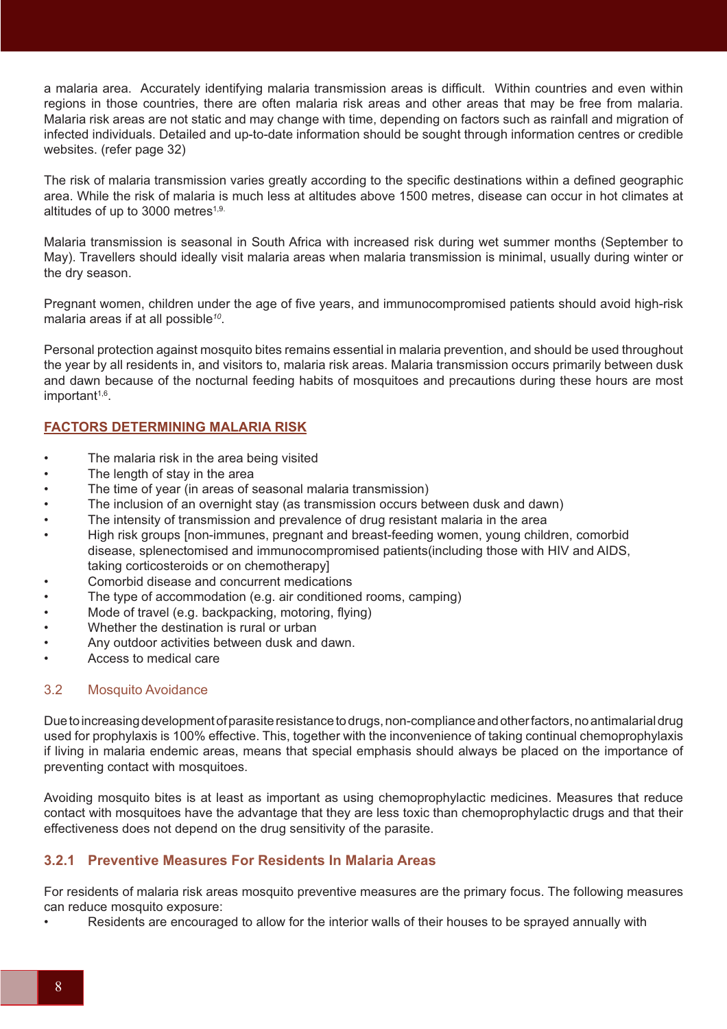a malaria area. Accurately identifying malaria transmission areas is difficult. Within countries and even within regions in those countries, there are often malaria risk areas and other areas that may be free from malaria. Malaria risk areas are not static and may change with time, depending on factors such as rainfall and migration of infected individuals. Detailed and up-to-date information should be sought through information centres or credible websites. (refer page 32)

The risk of malaria transmission varies greatly according to the specific destinations within a defined geographic area. While the risk of malaria is much less at altitudes above 1500 metres, disease can occur in hot climates at altitudes of up to 3000 metres[1,9].

Malaria transmission is seasonal in South Africa with increased risk during wet summer months (September to May). Travellers should ideally visit malaria areas when malaria transmission is minimal, usually during winter or the dry season.

Pregnant women, children under the age of five years, and immunocompromised patients should avoid high-risk malaria areas if at all possible[10].

Personal protection against mosquito bites remains essential in malaria prevention, and should be used throughout the year by all residents in, and visitors to, malaria risk areas. Malaria transmission occurs primarily between dusk and dawn because of the nocturnal feeding habits of mosquitoes and precautions during these hours are most important[1,6].

## FACTORS DETERMINING MALARIA RISK

- The malaria risk in the area being visited
- The length of stay in the area
- The time of year (in areas of seasonal malaria transmission)
- The inclusion of an overnight stay (as transmission occurs between dusk and dawn)
- The intensity of transmission and prevalence of drug resistant malaria in the area
- High risk groups [non-immunes, pregnant and breast-feeding women, young children, comorbid disease, splenectomised and immunocompromised patients(including those with HIV and AIDS, taking corticosteroids or on chemotherapy]
- Comorbid disease and concurrent medications
- The type of accommodation (e.g. air conditioned rooms, camping)
- Mode of travel (e.g. backpacking, motoring, flying)
- Whether the destination is rural or urban
- Any outdoor activities between dusk and dawn.
- Access to medical care

## 3.2 Mosquito Avoidance

Due to increasing development of parasite resistance to drugs, non-compliance and other factors, no antimalarial drug used for prophylaxis is 100% effective. This, together with the inconvenience of taking continual chemoprophylaxis if living in malaria endemic areas, means that special emphasis should always be placed on the importance of preventing contact with mosquitoes.

Avoiding mosquito bites is at least as important as using chemoprophylactic medicines. Measures that reduce contact with mosquitoes have the advantage that they are less toxic than chemoprophylactic drugs and that their effectiveness does not depend on the drug sensitivity of the parasite.

### 3.2.1 Preventive Measures For Residents In Malaria Areas

For residents of malaria risk areas mosquito preventive measures are the primary focus. The following measures can reduce mosquito exposure:

- Residents are encouraged to allow for the interior walls of their houses to be sprayed annually with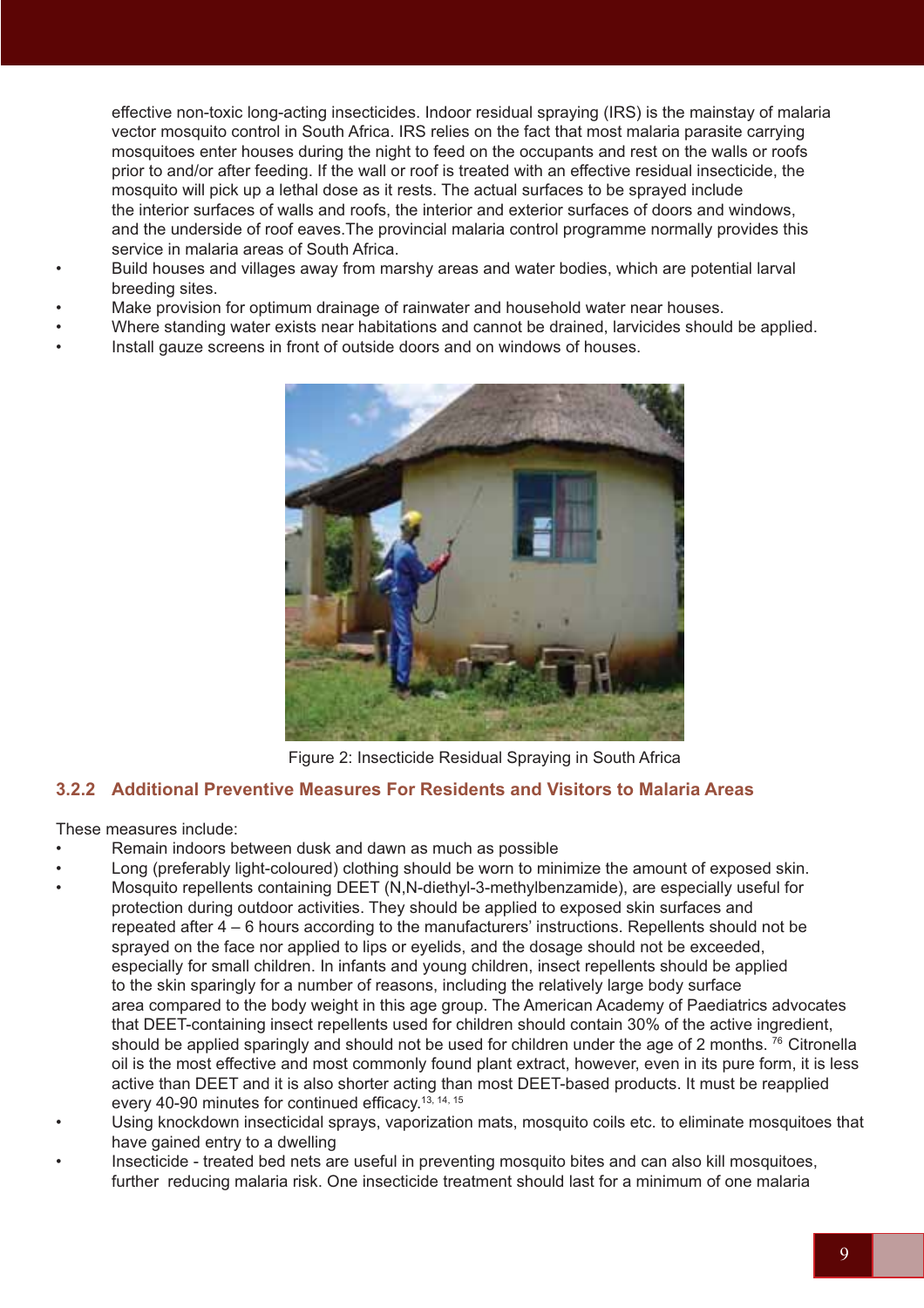effective non-toxic long-acting insecticides. Indoor residual spraying (IRS) is the mainstay of malaria vector mosquito control in South Africa. IRS relies on the fact that most malaria parasite carrying mosquitoes enter houses during the night to feed on the occupants and rest on the walls or roofs prior to and/or after feeding. If the wall or roof is treated with an effective residual insecticide, the mosquito will pick up a lethal dose as it rests. The actual surfaces to be sprayed include the interior surfaces of walls and roofs, the interior and exterior surfaces of doors and windows, and the underside of roof eaves. The provincial malaria control programme normally provides this service in malaria areas of South Africa.

- Build houses and villages away from marshy areas and water bodies, which are potential larval breeding sites.
- Make provision for optimum drainage of rainwater and household water near houses.
- Where standing water exists near habitations and cannot be drained, larvicides should be applied.
- Install gauze screens in front of outside doors and on windows of houses.

Figure 2: Insecticide Residual Spraying in South Africa

### 3.2.2 Additional Preventive Measures For Residents and Visitors to Malaria Areas

These measures include:

- Remain indoors between dusk and dawn as much as possible
- Long (preferably light-coloured) clothing should be worn to minimize the amount of exposed skin.
- Mosquito repellents containing DEET (N,N-diethyl-3-methylbenzamide), are especially useful for protection during outdoor activities. They should be applied to exposed skin surfaces and repeated after 4 – 6 hours according to the manufacturers' instructions. Repellents should not be sprayed on the face nor applied to lips or eyelids, and the dosage should not be exceeded, especially for small children. In infants and young children, insect repellents should be applied to the skin sparingly for a number of reasons, including the relatively large body surface area compared to the body weight in this age group. The American Academy of Paediatrics advocates that DEET-containing insect repellents used for children should contain 30% of the active ingredient, should be applied sparingly and should not be used for children under the age of 2 months. [76] Citronella oil is the most effective and most commonly found plant extract, however, even in its pure form, it is less active than DEET and it is also shorter acting than most DEET-based products. It must be reapplied every 40-90 minutes for continued efficacy.[13, 14, 15]
- Using knockdown insecticidal sprays, vaporization mats, mosquito coils etc. to eliminate mosquitoes that have gained entry to a dwelling
- Insecticide - treated bed nets are useful in preventing mosquito bites and can also kill mosquitoes, further reducing malaria risk. One insecticide treatment should last for a minimum of one malaria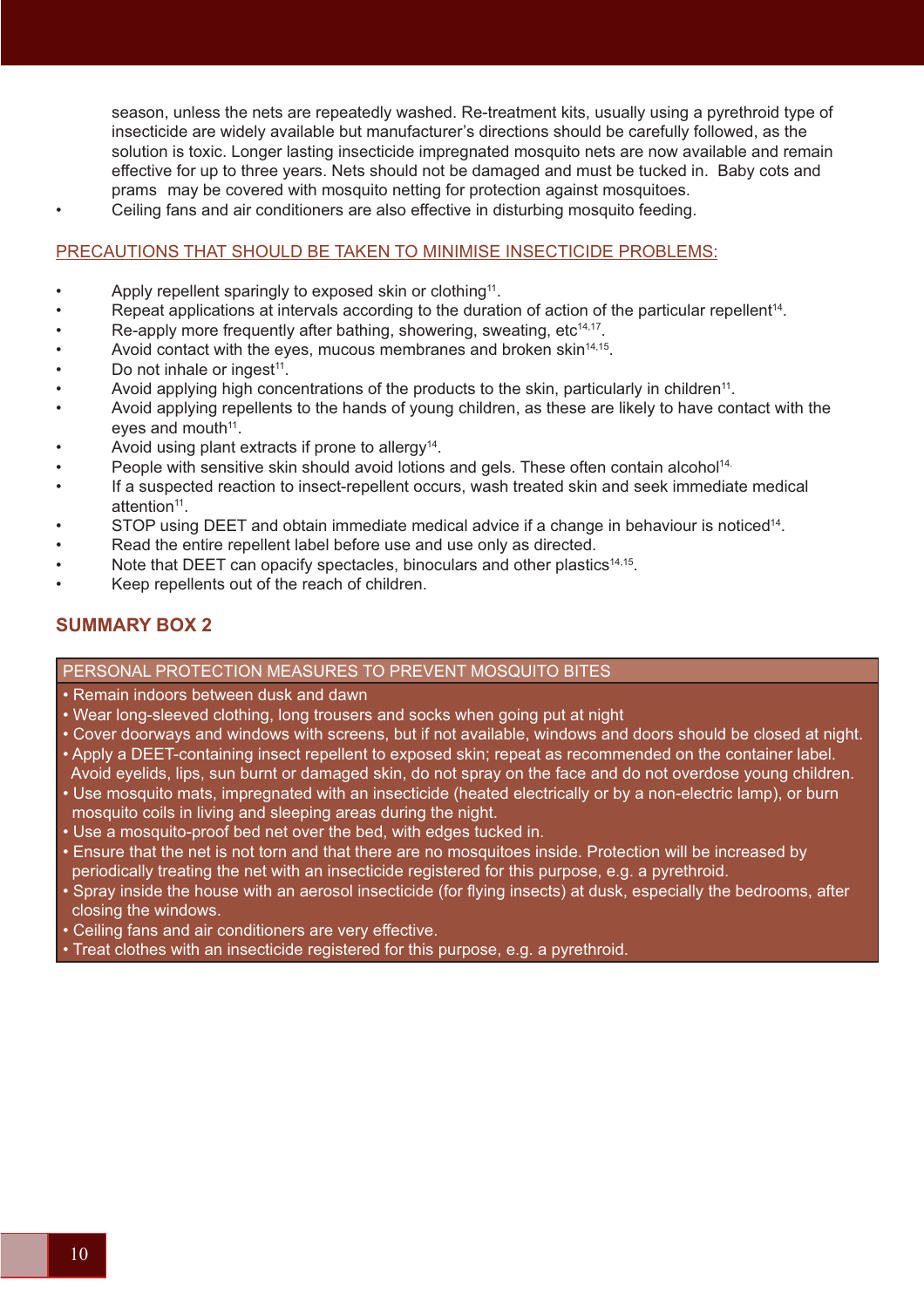season, unless the nets are repeatedly washed. Re-treatment kits, usually using a pyrethroid type of insecticide are widely available but manufacturer's directions should be carefully followed, as the solution is toxic. Longer lasting insecticide impregnated mosquito nets are now available and remain effective for up to three years. Nets should not be damaged and must be tucked in. Baby cots and prams may be covered with mosquito netting for protection against mosquitoes.

- Ceiling fans and air conditioners are also effective in disturbing mosquito feeding.

## PRECAUTIONS THAT SHOULD BE TAKEN TO MINIMISE INSECTICIDE PROBLEMS:

- Apply repellent sparingly to exposed skin or clothing[11].
- Repeat applications at intervals according to the duration of action of the particular repellent[14].
- Re-apply more frequently after bathing, showering, sweating, etc[14,17].
- Avoid contact with the eyes, mucous membranes and broken skin[14,15].
- Do not inhale or ingest[11].
- Avoid applying high concentrations of the products to the skin, particularly in children[11].
- Avoid applying repellents to the hands of young children, as these are likely to have contact with the eyes and mouth[11].
- Avoid using plant extracts if prone to allergy[14].
- People with sensitive skin should avoid lotions and gels. These often contain alcohol[14].
- If a suspected reaction to insect-repellent occurs, wash treated skin and seek immediate medical attention[11].
- STOP using DEET and obtain immediate medical advice if a change in behaviour is noticed[14].
- Read the entire repellent label before use and use only as directed.
- Note that DEET can opacify spectacles, binoculars and other plastics[14,15].
- Keep repellents out of the reach of children.

## SUMMARY BOX 2

**PERSONAL PROTECTION MEASURES TO PREVENT MOSQUITO BITES**

- Remain indoors between dusk and dawn
- Wear long-sleeved clothing, long trousers and socks when going put at night
- Cover doorways and windows with screens, but if not available, windows and doors should be closed at night.
- Apply a DEET-containing insect repellent to exposed skin; repeat as recommended on the container label. Avoid eyelids, lips, sun burnt or damaged skin, do not spray on the face and do not overdose young children.
- Use mosquito mats, impregnated with an insecticide (heated electrically or by a non-electric lamp), or burn mosquito coils in living and sleeping areas during the night.
- Use a mosquito-proof bed net over the bed, with edges tucked in.
- Ensure that the net is not torn and that there are no mosquitoes inside. Protection will be increased by periodically treating the net with an insecticide registered for this purpose, e.g. a pyrethroid.
- Spray inside the house with an aerosol insecticide (for flying insects) at dusk, especially the bedrooms, after closing the windows.
- Ceiling fans and air conditioners are very effective.
- Treat clothes with an insecticide registered for this purpose, e.g. a pyrethroid.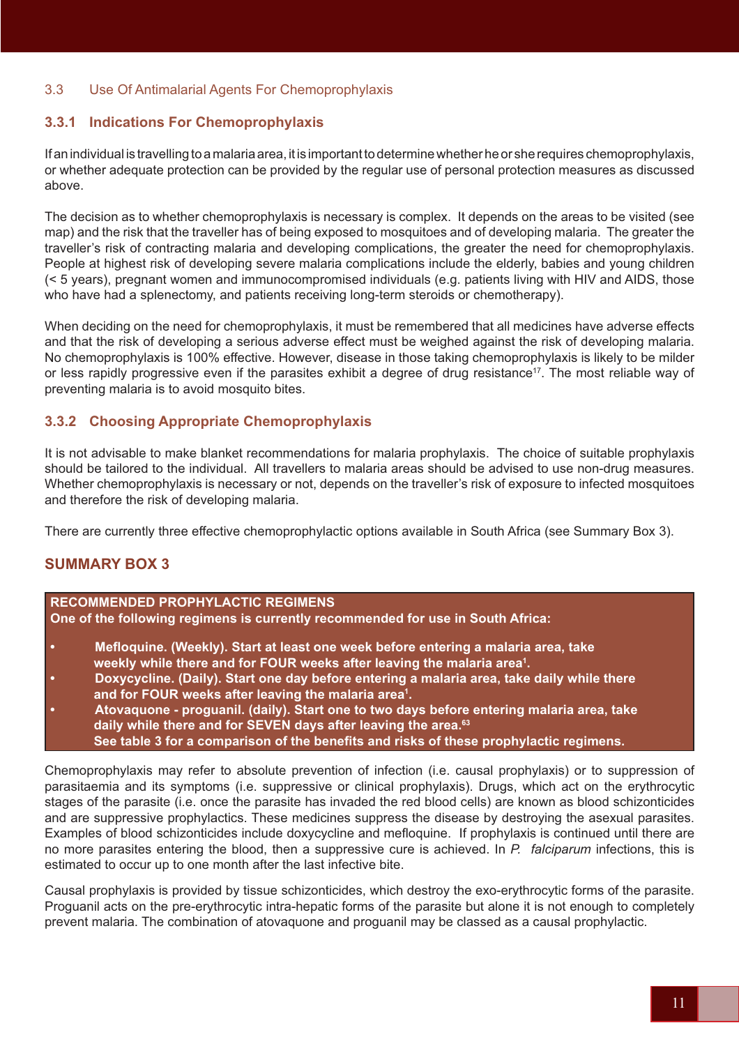## 3.3 Use Of Antimalarial Agents For Chemoprophylaxis

### 3.3.1 Indications For Chemoprophylaxis

If an individual is travelling to a malaria area, it is important to determine whether he or she requires chemoprophylaxis, or whether adequate protection can be provided by the regular use of personal protection measures as discussed above.

The decision as to whether chemoprophylaxis is necessary is complex. It depends on the areas to be visited (see map) and the risk that the traveller has of being exposed to mosquitoes and of developing malaria. The greater the traveller's risk of contracting malaria and developing complications, the greater the need for chemoprophylaxis. People at highest risk of developing severe malaria complications include the elderly, babies and young children (< 5 years), pregnant women and immunocompromised individuals (e.g. patients living with HIV and AIDS, those who have had a splenectomy, and patients receiving long-term steroids or chemotherapy).

When deciding on the need for chemoprophylaxis, it must be remembered that all medicines have adverse effects and that the risk of developing a serious adverse effect must be weighed against the risk of developing malaria. No chemoprophylaxis is 100% effective. However, disease in those taking chemoprophylaxis is likely to be milder or less rapidly progressive even if the parasites exhibit a degree of drug resistance[17]. The most reliable way of preventing malaria is to avoid mosquito bites.

### 3.3.2 Choosing Appropriate Chemoprophylaxis

It is not advisable to make blanket recommendations for malaria prophylaxis. The choice of suitable prophylaxis should be tailored to the individual. All travellers to malaria areas should be advised to use non-drug measures. Whether chemoprophylaxis is necessary or not, depends on the traveller's risk of exposure to infected mosquitoes and therefore the risk of developing malaria.

There are currently three effective chemoprophylactic options available in South Africa (see Summary Box 3).

## SUMMARY BOX 3

**RECOMMENDED PROPHYLACTIC REGIMENS**
**One of the following regimens is currently recommended for use in South Africa:**

- **Mefloquine. (Weekly). Start at least one week before entering a malaria area, take weekly while there and for FOUR weeks after leaving the malaria area[1].**
- **Doxycycline. (Daily). Start one day before entering a malaria area, take daily while there and for FOUR weeks after leaving the malaria area[1].**
- **Atovaquone - proguanil. (daily). Start one to two days before entering malaria area, take daily while there and for SEVEN days after leaving the area.[63]**

**See table 3 for a comparison of the benefits and risks of these prophylactic regimens.**

Chemoprophylaxis may refer to absolute prevention of infection (i.e. causal prophylaxis) or to suppression of parasitaemia and its symptoms (i.e. suppressive or clinical prophylaxis). Drugs, which act on the erythrocytic stages of the parasite (i.e. once the parasite has invaded the red blood cells) are known as blood schizonticides and are suppressive prophylactics. These medicines suppress the disease by destroying the asexual parasites. Examples of blood schizonticides include doxycycline and mefloquine. If prophylaxis is continued until there are no more parasites entering the blood, then a suppressive cure is achieved. In *P. falciparum* infections, this is estimated to occur up to one month after the last infective bite.

Causal prophylaxis is provided by tissue schizonticides, which destroy the exo-erythrocytic forms of the parasite. Proguanil acts on the pre-erythrocytic intra-hepatic forms of the parasite but alone it is not enough to completely prevent malaria. The combination of atovaquone and proguanil may be classed as a causal prophylactic.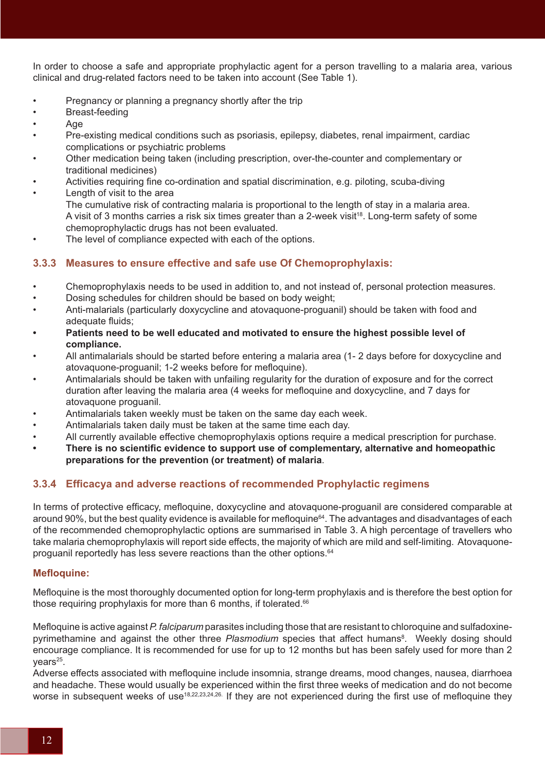In order to choose a safe and appropriate prophylactic agent for a person travelling to a malaria area, various clinical and drug-related factors need to be taken into account (See Table 1).

- Pregnancy or planning a pregnancy shortly after the trip
- Breast-feeding
- Age
- Pre-existing medical conditions such as psoriasis, epilepsy, diabetes, renal impairment, cardiac complications or psychiatric problems
- Other medication being taken (including prescription, over-the-counter and complementary or traditional medicines)
- Activities requiring fine co-ordination and spatial discrimination, e.g. piloting, scuba-diving
- Length of visit to the area
  The cumulative risk of contracting malaria is proportional to the length of stay in a malaria area. A visit of 3 months carries a risk six times greater than a 2-week visit[18]. Long-term safety of some chemoprophylactic drugs has not been evaluated.
- The level of compliance expected with each of the options.

### 3.3.3 Measures to ensure effective and safe use Of Chemoprophylaxis:

- Chemoprophylaxis needs to be used in addition to, and not instead of, personal protection measures.
- Dosing schedules for children should be based on body weight;
- Anti-malarials (particularly doxycycline and atovaquone-proguanil) should be taken with food and adequate fluids;
- **Patients need to be well educated and motivated to ensure the highest possible level of compliance.**
- All antimalarials should be started before entering a malaria area (1- 2 days before for doxycycline and atovaquone-proguanil; 1-2 weeks before for mefloquine).
- Antimalarials should be taken with unfailing regularity for the duration of exposure and for the correct duration after leaving the malaria area (4 weeks for mefloquine and doxycycline, and 7 days for atovaquone proguanil.
- Antimalarials taken weekly must be taken on the same day each week.
- Antimalarials taken daily must be taken at the same time each day.
- All currently available effective chemoprophylaxis options require a medical prescription for purchase.
- **There is no scientific evidence to support use of complementary, alternative and homeopathic preparations for the prevention (or treatment) of malaria**.

### 3.3.4 Efficacya and adverse reactions of recommended Prophylactic regimens

In terms of protective efficacy, mefloquine, doxycycline and atovaquone-proguanil are considered comparable at around 90%, but the best quality evidence is available for mefloquine[64]. The advantages and disadvantages of each of the recommended chemoprophylactic options are summarised in Table 3. A high percentage of travellers who take malaria chemoprophylaxis will report side effects, the majority of which are mild and self-limiting. Atovaquone-proguanil reportedly has less severe reactions than the other options.[64]

#### Mefloquine:

Mefloquine is the most thoroughly documented option for long-term prophylaxis and is therefore the best option for those requiring prophylaxis for more than 6 months, if tolerated.[66]

Mefloquine is active against *P. falciparum* parasites including those that are resistant to chloroquine and sulfadoxine-pyrimethamine and against the other three *Plasmodium* species that affect humans[8]. Weekly dosing should encourage compliance. It is recommended for use for up to 12 months but has been safely used for more than 2 years[25].

Adverse effects associated with mefloquine include insomnia, strange dreams, mood changes, nausea, diarrhoea and headache. These would usually be experienced within the first three weeks of medication and do not become worse in subsequent weeks of use[18,22,23,24,26]. If they are not experienced during the first use of mefloquine they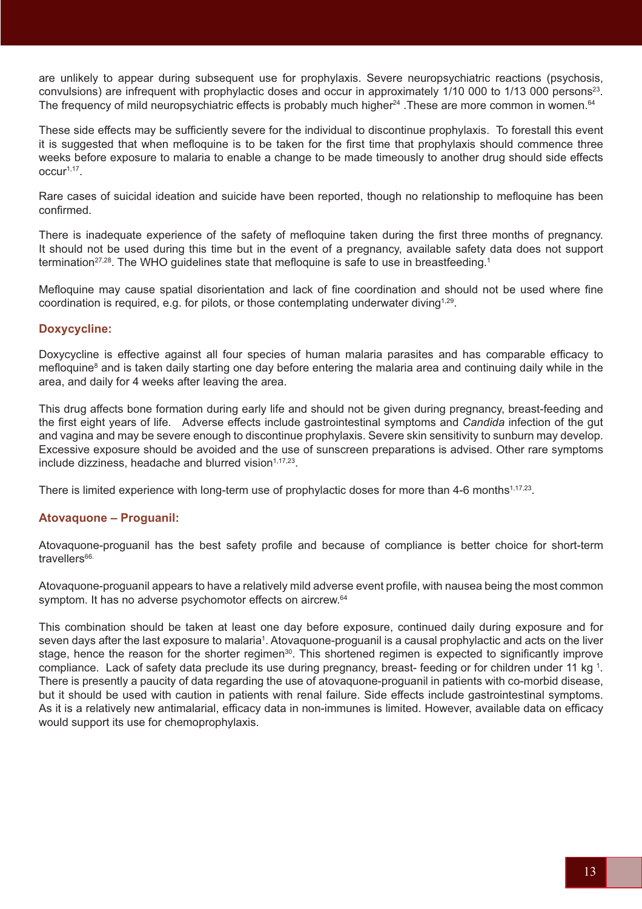are unlikely to appear during subsequent use for prophylaxis. Severe neuropsychiatric reactions (psychosis, convulsions) are infrequent with prophylactic doses and occur in approximately 1/10 000 to 1/13 000 persons[23]. The frequency of mild neuropsychiatric effects is probably much higher[24] .These are more common in women.[64]

These side effects may be sufficiently severe for the individual to discontinue prophylaxis. To forestall this event it is suggested that when mefloquine is to be taken for the first time that prophylaxis should commence three weeks before exposure to malaria to enable a change to be made timeously to another drug should side effects occur[1,17].

Rare cases of suicidal ideation and suicide have been reported, though no relationship to mefloquine has been confirmed.

There is inadequate experience of the safety of mefloquine taken during the first three months of pregnancy. It should not be used during this time but in the event of a pregnancy, available safety data does not support termination[27,28]. The WHO guidelines state that mefloquine is safe to use in breastfeeding.[1]

Mefloquine may cause spatial disorientation and lack of fine coordination and should not be used where fine coordination is required, e.g. for pilots, or those contemplating underwater diving[1,29].

### Doxycycline:

Doxycycline is effective against all four species of human malaria parasites and has comparable efficacy to mefloquine[8] and is taken daily starting one day before entering the malaria area and continuing daily while in the area, and daily for 4 weeks after leaving the area.

This drug affects bone formation during early life and should not be given during pregnancy, breast-feeding and the first eight years of life. Adverse effects include gastrointestinal symptoms and *Candida* infection of the gut and vagina and may be severe enough to discontinue prophylaxis. Severe skin sensitivity to sunburn may develop. Excessive exposure should be avoided and the use of sunscreen preparations is advised. Other rare symptoms include dizziness, headache and blurred vision[1,17,23].

There is limited experience with long-term use of prophylactic doses for more than 4-6 months[1,17,23].

### Atovaquone – Proguanil:

Atovaquone-proguanil has the best safety profile and because of compliance is better choice for short-term travellers[66].

Atovaquone-proguanil appears to have a relatively mild adverse event profile, with nausea being the most common symptom. It has no adverse psychomotor effects on aircrew.[64]

This combination should be taken at least one day before exposure, continued daily during exposure and for seven days after the last exposure to malaria[1]. Atovaquone-proguanil is a causal prophylactic and acts on the liver stage, hence the reason for the shorter regimen[30]. This shortened regimen is expected to significantly improve compliance. Lack of safety data preclude its use during pregnancy, breast- feeding or for children under 11 kg [1]. There is presently a paucity of data regarding the use of atovaquone-proguanil in patients with co-morbid disease, but it should be used with caution in patients with renal failure. Side effects include gastrointestinal symptoms. As it is a relatively new antimalarial, efficacy data in non-immunes is limited. However, available data on efficacy would support its use for chemoprophylaxis.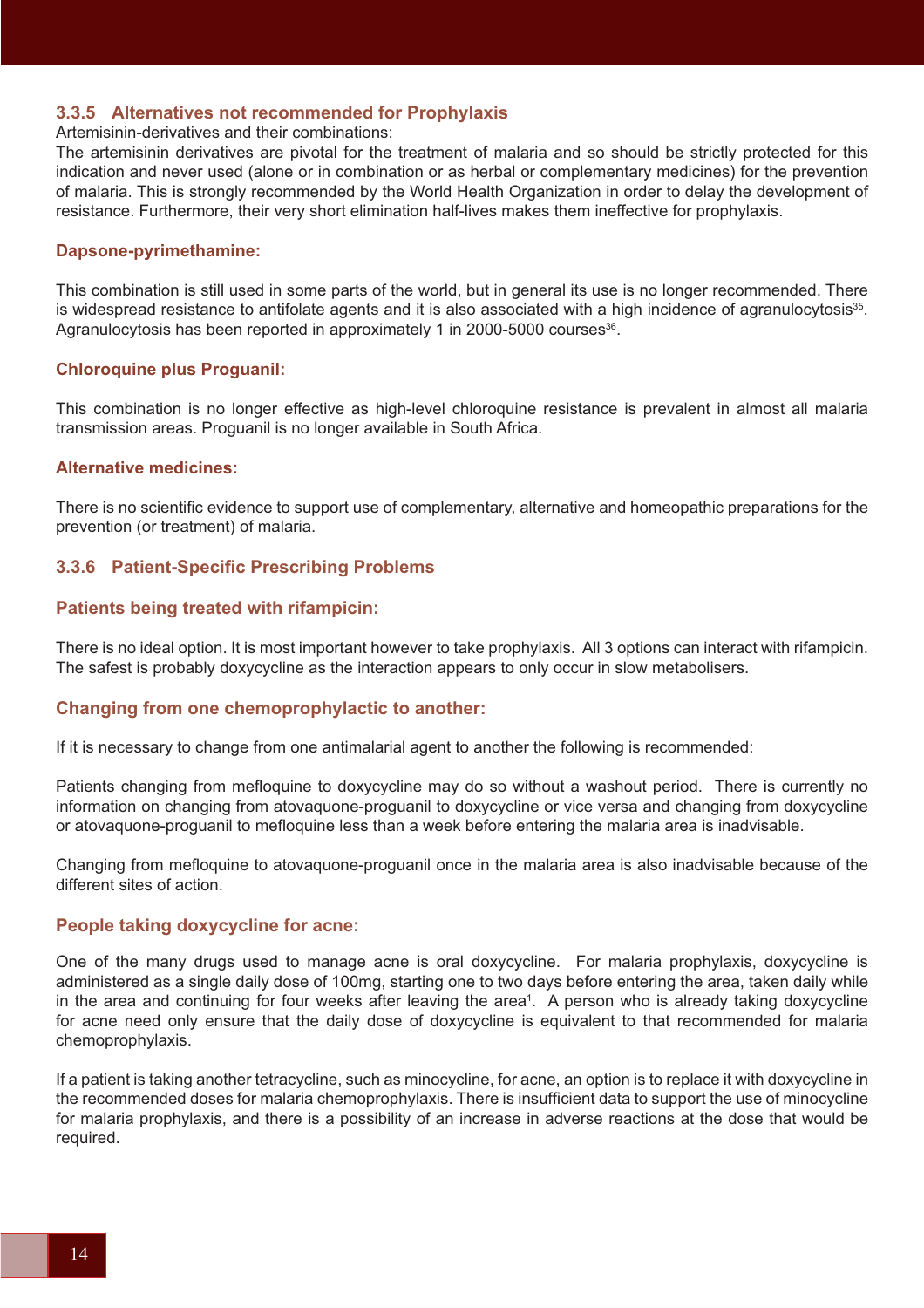### 3.3.5 Alternatives not recommended for Prophylaxis

Artemisinin-derivatives and their combinations:

The artemisinin derivatives are pivotal for the treatment of malaria and so should be strictly protected for this indication and never used (alone or in combination or as herbal or complementary medicines) for the prevention of malaria. This is strongly recommended by the World Health Organization in order to delay the development of resistance. Furthermore, their very short elimination half-lives makes them ineffective for prophylaxis.

**Dapsone-pyrimethamine:**

This combination is still used in some parts of the world, but in general its use is no longer recommended. There is widespread resistance to antifolate agents and it is also associated with a high incidence of agranulocytosis[35]. Agranulocytosis has been reported in approximately 1 in 2000-5000 courses[36].

**Chloroquine plus Proguanil:**

This combination is no longer effective as high-level chloroquine resistance is prevalent in almost all malaria transmission areas. Proguanil is no longer available in South Africa.

**Alternative medicines:**

There is no scientific evidence to support use of complementary, alternative and homeopathic preparations for the prevention (or treatment) of malaria.

### 3.3.6 Patient-Specific Prescribing Problems

#### Patients being treated with rifampicin:

There is no ideal option. It is most important however to take prophylaxis. All 3 options can interact with rifampicin. The safest is probably doxycycline as the interaction appears to only occur in slow metabolisers.

#### Changing from one chemoprophylactic to another:

If it is necessary to change from one antimalarial agent to another the following is recommended:

Patients changing from mefloquine to doxycycline may do so without a washout period. There is currently no information on changing from atovaquone-proguanil to doxycycline or vice versa and changing from doxycycline or atovaquone-proguanil to mefloquine less than a week before entering the malaria area is inadvisable.

Changing from mefloquine to atovaquone-proguanil once in the malaria area is also inadvisable because of the different sites of action.

#### People taking doxycycline for acne:

One of the many drugs used to manage acne is oral doxycycline. For malaria prophylaxis, doxycycline is administered as a single daily dose of 100mg, starting one to two days before entering the area, taken daily while in the area and continuing for four weeks after leaving the area[1]. A person who is already taking doxycycline for acne need only ensure that the daily dose of doxycycline is equivalent to that recommended for malaria chemoprophylaxis.

If a patient is taking another tetracycline, such as minocycline, for acne, an option is to replace it with doxycycline in the recommended doses for malaria chemoprophylaxis. There is insufficient data to support the use of minocycline for malaria prophylaxis, and there is a possibility of an increase in adverse reactions at the dose that would be required.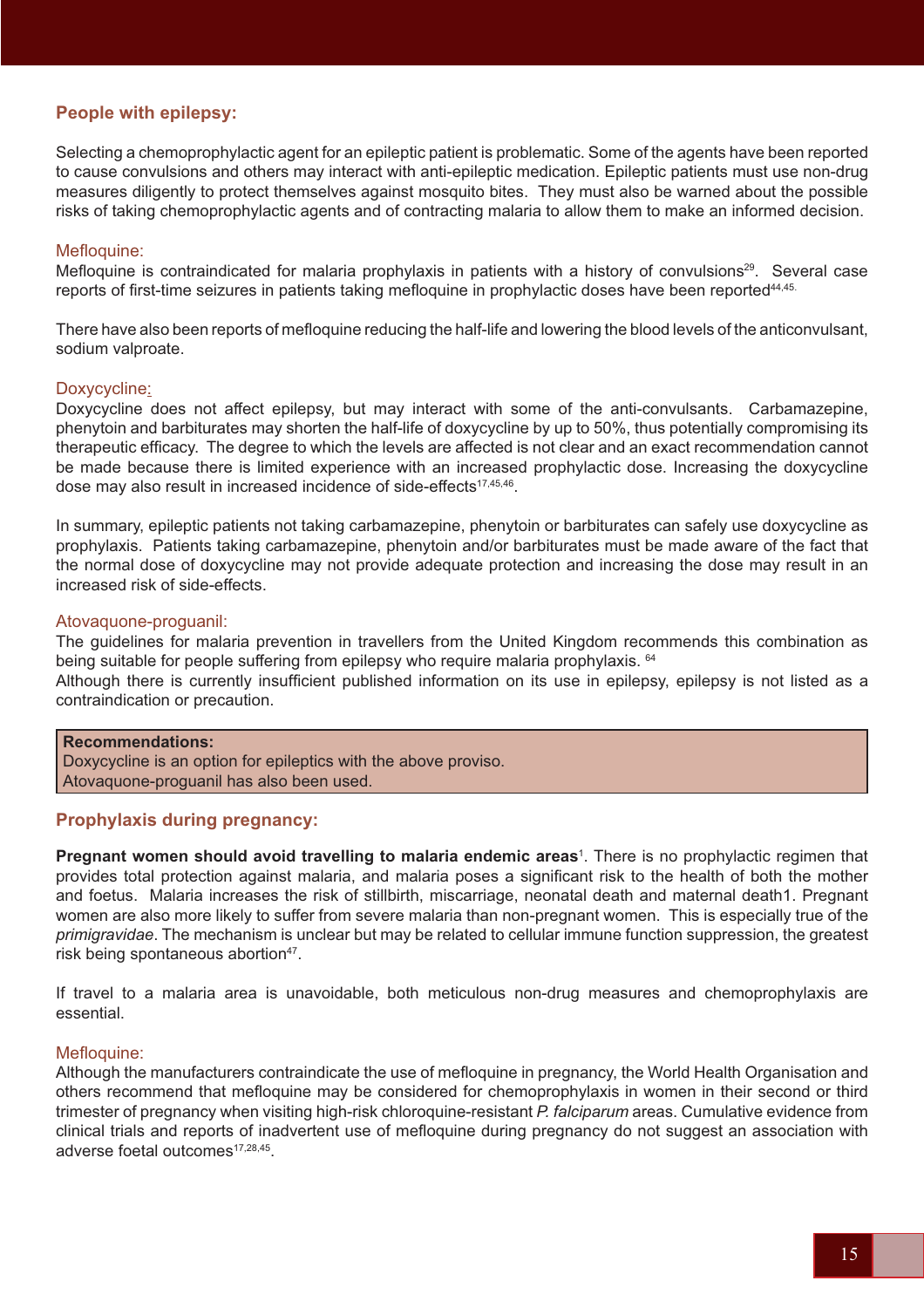## People with epilepsy:

Selecting a chemoprophylactic agent for an epileptic patient is problematic. Some of the agents have been reported to cause convulsions and others may interact with anti-epileptic medication. Epileptic patients must use non-drug measures diligently to protect themselves against mosquito bites. They must also be warned about the possible risks of taking chemoprophylactic agents and of contracting malaria to allow them to make an informed decision.

### Mefloquine:

Mefloquine is contraindicated for malaria prophylaxis in patients with a history of convulsions[29]. Several case reports of first-time seizures in patients taking mefloquine in prophylactic doses have been reported[44,45].

There have also been reports of mefloquine reducing the half-life and lowering the blood levels of the anticonvulsant, sodium valproate.

### Doxycycline:

Doxycycline does not affect epilepsy, but may interact with some of the anti-convulsants. Carbamazepine, phenytoin and barbiturates may shorten the half-life of doxycycline by up to 50%, thus potentially compromising its therapeutic efficacy. The degree to which the levels are affected is not clear and an exact recommendation cannot be made because there is limited experience with an increased prophylactic dose. Increasing the doxycycline dose may also result in increased incidence of side-effects[17,45,46].

In summary, epileptic patients not taking carbamazepine, phenytoin or barbiturates can safely use doxycycline as prophylaxis. Patients taking carbamazepine, phenytoin and/or barbiturates must be made aware of the fact that the normal dose of doxycycline may not provide adequate protection and increasing the dose may result in an increased risk of side-effects.

### Atovaquone-proguanil:

The guidelines for malaria prevention in travellers from the United Kingdom recommends this combination as being suitable for people suffering from epilepsy who require malaria prophylaxis. [64]

Although there is currently insufficient published information on its use in epilepsy, epilepsy is not listed as a contraindication or precaution.

**Recommendations:**
Doxycycline is an option for epileptics with the above proviso.
Atovaquone-proguanil has also been used.

## Prophylaxis during pregnancy:

**Pregnant women should avoid travelling to malaria endemic areas**[1]. There is no prophylactic regimen that provides total protection against malaria, and malaria poses a significant risk to the health of both the mother and foetus. Malaria increases the risk of stillbirth, miscarriage, neonatal death and maternal death1. Pregnant women are also more likely to suffer from severe malaria than non-pregnant women. This is especially true of the *primigravidae*. The mechanism is unclear but may be related to cellular immune function suppression, the greatest risk being spontaneous abortion[47].

If travel to a malaria area is unavoidable, both meticulous non-drug measures and chemoprophylaxis are essential.

### Mefloquine:

Although the manufacturers contraindicate the use of mefloquine in pregnancy, the World Health Organisation and others recommend that mefloquine may be considered for chemoprophylaxis in women in their second or third trimester of pregnancy when visiting high-risk chloroquine-resistant *P. falciparum* areas. Cumulative evidence from clinical trials and reports of inadvertent use of mefloquine during pregnancy do not suggest an association with adverse foetal outcomes[17,28,45].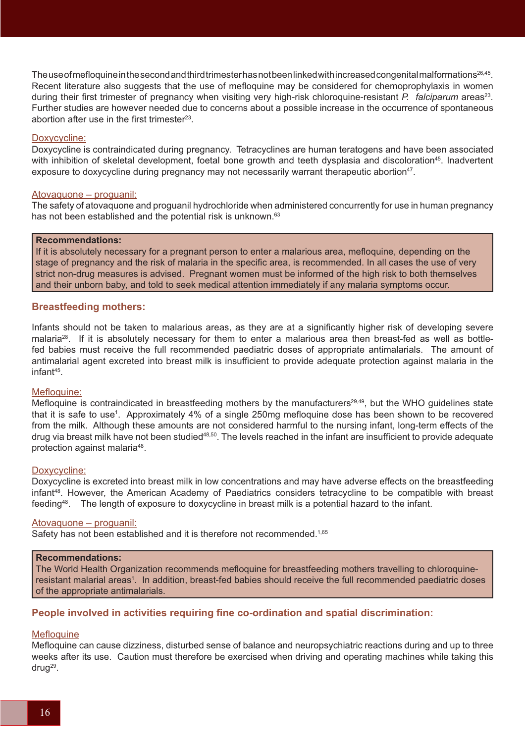The use of mefloquine in the second and third trimester has not been linked with increased congenital malformations[26,45]. Recent literature also suggests that the use of mefloquine may be considered for chemoprophylaxis in women during their first trimester of pregnancy when visiting very high-risk chloroquine-resistant *P. falciparum* areas[23]. Further studies are however needed due to concerns about a possible increase in the occurrence of spontaneous abortion after use in the first trimester[23].

Doxycycline:

Doxycycline is contraindicated during pregnancy. Tetracyclines are human teratogens and have been associated with inhibition of skeletal development, foetal bone growth and teeth dysplasia and discoloration[45]. Inadvertent exposure to doxycycline during pregnancy may not necessarily warrant therapeutic abortion[47].

Atovaquone – proguanil:

The safety of atovaquone and proguanil hydrochloride when administered concurrently for use in human pregnancy has not been established and the potential risk is unknown.[63]

> **Recommendations:**
> If it is absolutely necessary for a pregnant person to enter a malarious area, mefloquine, depending on the stage of pregnancy and the risk of malaria in the specific area, is recommended. In all cases the use of very strict non-drug measures is advised. Pregnant women must be informed of the high risk to both themselves and their unborn baby, and told to seek medical attention immediately if any malaria symptoms occur.

## Breastfeeding mothers:

Infants should not be taken to malarious areas, as they are at a significantly higher risk of developing severe malaria[28]. If it is absolutely necessary for them to enter a malarious area then breast-fed as well as bottle-fed babies must receive the full recommended paediatric doses of appropriate antimalarials. The amount of antimalarial agent excreted into breast milk is insufficient to provide adequate protection against malaria in the infant[45].

Mefloquine:

Mefloquine is contraindicated in breastfeeding mothers by the manufacturers[29,49], but the WHO guidelines state that it is safe to use[1]. Approximately 4% of a single 250mg mefloquine dose has been shown to be recovered from the milk. Although these amounts are not considered harmful to the nursing infant, long-term effects of the drug via breast milk have not been studied[48,50]. The levels reached in the infant are insufficient to provide adequate protection against malaria[48].

Doxycycline:

Doxycycline is excreted into breast milk in low concentrations and may have adverse effects on the breastfeeding infant[48]. However, the American Academy of Paediatrics considers tetracycline to be compatible with breast feeding[48]. The length of exposure to doxycycline in breast milk is a potential hazard to the infant.

Atovaquone – proguanil:

Safety has not been established and it is therefore not recommended.[1,65]

> **Recommendations:**
> The World Health Organization recommends mefloquine for breastfeeding mothers travelling to chloroquine-resistant malarial areas[1]. In addition, breast-fed babies should receive the full recommended paediatric doses of the appropriate antimalarials.

## People involved in activities requiring fine co-ordination and spatial discrimination:

Mefloquine

Mefloquine can cause dizziness, disturbed sense of balance and neuropsychiatric reactions during and up to three weeks after its use. Caution must therefore be exercised when driving and operating machines while taking this drug[29].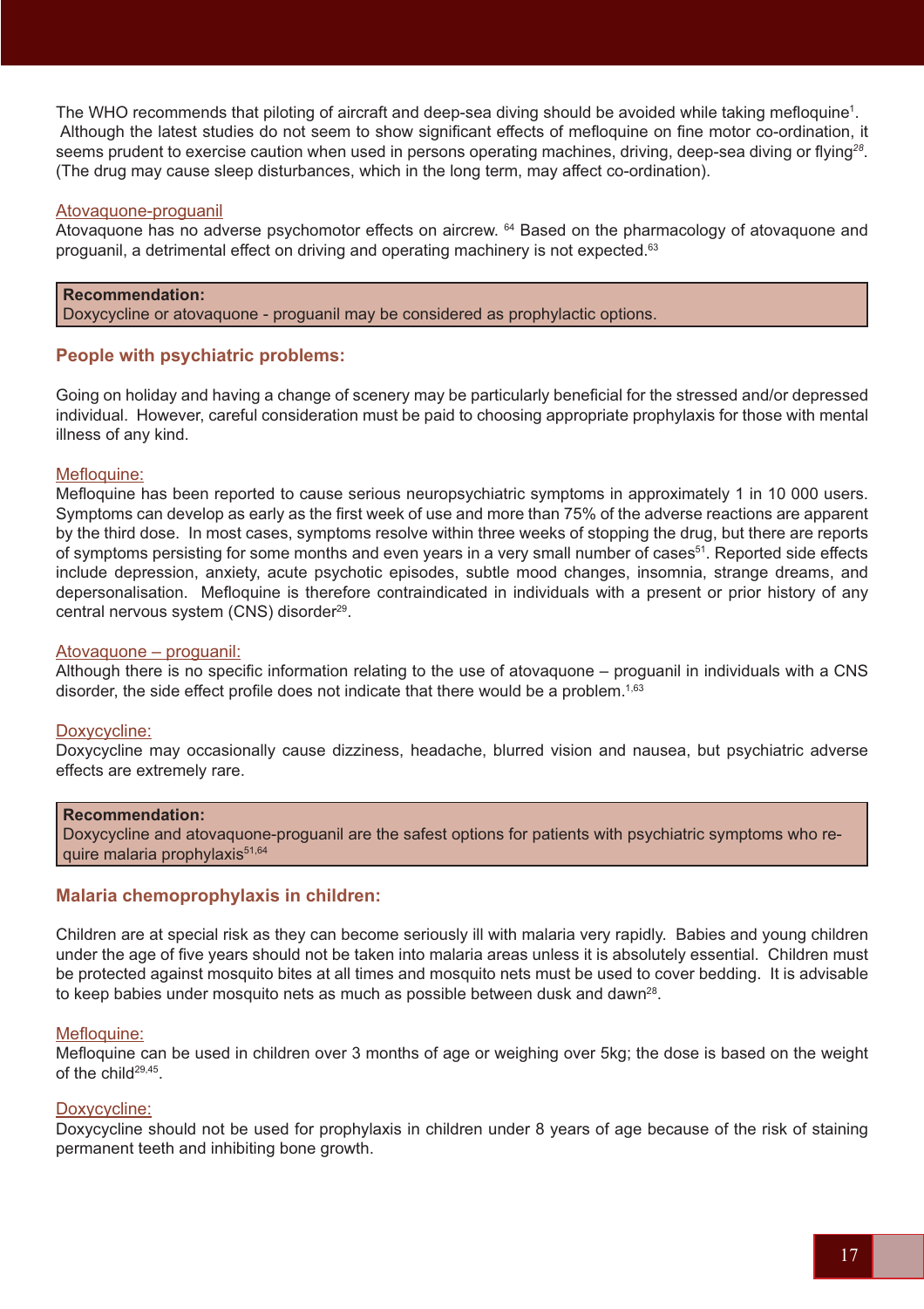The WHO recommends that piloting of aircraft and deep-sea diving should be avoided while taking mefloquine[1]. Although the latest studies do not seem to show significant effects of mefloquine on fine motor co-ordination, it seems prudent to exercise caution when used in persons operating machines, driving, deep-sea diving or flying[28]. (The drug may cause sleep disturbances, which in the long term, may affect co-ordination).

Atovaquone-proguanil

Atovaquone has no adverse psychomotor effects on aircrew. [64] Based on the pharmacology of atovaquone and proguanil, a detrimental effect on driving and operating machinery is not expected.[63]

> **Recommendation:**
> Doxycycline or atovaquone - proguanil may be considered as prophylactic options.

### People with psychiatric problems:

Going on holiday and having a change of scenery may be particularly beneficial for the stressed and/or depressed individual. However, careful consideration must be paid to choosing appropriate prophylaxis for those with mental illness of any kind.

Mefloquine:

Mefloquine has been reported to cause serious neuropsychiatric symptoms in approximately 1 in 10 000 users. Symptoms can develop as early as the first week of use and more than 75% of the adverse reactions are apparent by the third dose. In most cases, symptoms resolve within three weeks of stopping the drug, but there are reports of symptoms persisting for some months and even years in a very small number of cases[51]. Reported side effects include depression, anxiety, acute psychotic episodes, subtle mood changes, insomnia, strange dreams, and depersonalisation. Mefloquine is therefore contraindicated in individuals with a present or prior history of any central nervous system (CNS) disorder[29].

Atovaquone – proguanil:

Although there is no specific information relating to the use of atovaquone – proguanil in individuals with a CNS disorder, the side effect profile does not indicate that there would be a problem.[1,63]

Doxycycline:

Doxycycline may occasionally cause dizziness, headache, blurred vision and nausea, but psychiatric adverse effects are extremely rare.

> **Recommendation:**
> Doxycycline and atovaquone-proguanil are the safest options for patients with psychiatric symptoms who require malaria prophylaxis[51,64]

### Malaria chemoprophylaxis in children:

Children are at special risk as they can become seriously ill with malaria very rapidly. Babies and young children under the age of five years should not be taken into malaria areas unless it is absolutely essential. Children must be protected against mosquito bites at all times and mosquito nets must be used to cover bedding. It is advisable to keep babies under mosquito nets as much as possible between dusk and dawn[28].

Mefloquine:

Mefloquine can be used in children over 3 months of age or weighing over 5kg; the dose is based on the weight of the child[29,45].

Doxycycline:

Doxycycline should not be used for prophylaxis in children under 8 years of age because of the risk of staining permanent teeth and inhibiting bone growth.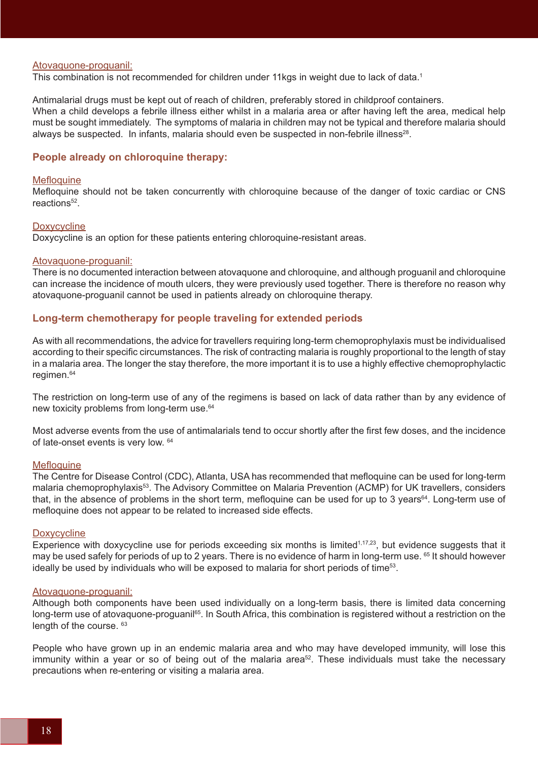Atovaquone-proguanil:

This combination is not recommended for children under 11kgs in weight due to lack of data.[1]

Antimalarial drugs must be kept out of reach of children, preferably stored in childproof containers.
When a child develops a febrile illness either whilst in a malaria area or after having left the area, medical help must be sought immediately. The symptoms of malaria in children may not be typical and therefore malaria should always be suspected. In infants, malaria should even be suspected in non-febrile illness[28].

### People already on chloroquine therapy:

Mefloquine

Mefloquine should not be taken concurrently with chloroquine because of the danger of toxic cardiac or CNS reactions[52].

Doxycycline

Doxycycline is an option for these patients entering chloroquine-resistant areas.

Atovaquone-proguanil:

There is no documented interaction between atovaquone and chloroquine, and although proguanil and chloroquine can increase the incidence of mouth ulcers, they were previously used together. There is therefore no reason why atovaquone-proguanil cannot be used in patients already on chloroquine therapy.

### Long-term chemotherapy for people traveling for extended periods

As with all recommendations, the advice for travellers requiring long-term chemoprophylaxis must be individualised according to their specific circumstances. The risk of contracting malaria is roughly proportional to the length of stay in a malaria area. The longer the stay therefore, the more important it is to use a highly effective chemoprophylactic regimen.[64]

The restriction on long-term use of any of the regimens is based on lack of data rather than by any evidence of new toxicity problems from long-term use.[64]

Most adverse events from the use of antimalarials tend to occur shortly after the first few doses, and the incidence of late-onset events is very low. [64]

Mefloquine

The Centre for Disease Control (CDC), Atlanta, USA has recommended that mefloquine can be used for long-term malaria chemoprophylaxis[53]. The Advisory Committee on Malaria Prevention (ACMP) for UK travellers, considers that, in the absence of problems in the short term, mefloquine can be used for up to 3 years[64]. Long-term use of mefloquine does not appear to be related to increased side effects.

Doxycycline

Experience with doxycycline use for periods exceeding six months is limited[1,17,23], but evidence suggests that it may be used safely for periods of up to 2 years. There is no evidence of harm in long-term use. [65] It should however ideally be used by individuals who will be exposed to malaria for short periods of time[53].

Atovaquone-proguanil:

Although both components have been used individually on a long-term basis, there is limited data concerning long-term use of atovaquone-proguanil[65]. In South Africa, this combination is registered without a restriction on the length of the course. [63]

People who have grown up in an endemic malaria area and who may have developed immunity, will lose this immunity within a year or so of being out of the malaria area[52]. These individuals must take the necessary precautions when re-entering or visiting a malaria area.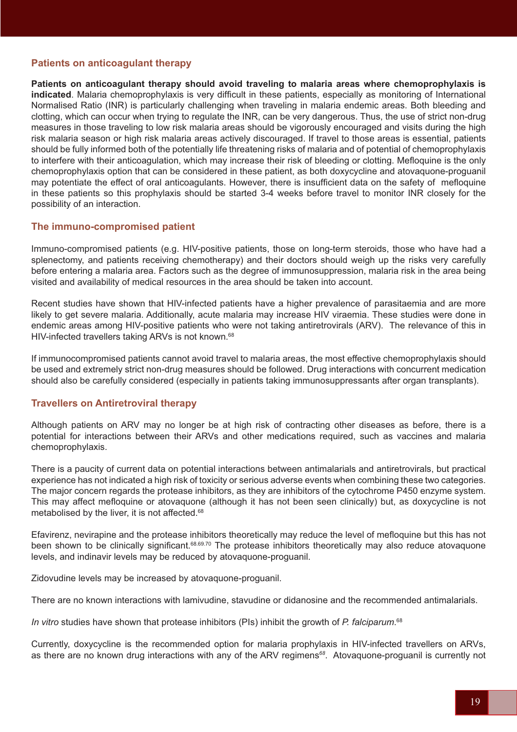## Patients on anticoagulant therapy

**Patients on anticoagulant therapy should avoid traveling to malaria areas where chemoprophylaxis is indicated**. Malaria chemoprophylaxis is very difficult in these patients, especially as monitoring of International Normalised Ratio (INR) is particularly challenging when traveling in malaria endemic areas. Both bleeding and clotting, which can occur when trying to regulate the INR, can be very dangerous. Thus, the use of strict non-drug measures in those traveling to low risk malaria areas should be vigorously encouraged and visits during the high risk malaria season or high risk malaria areas actively discouraged. If travel to those areas is essential, patients should be fully informed both of the potentially life threatening risks of malaria and of potential of chemoprophylaxis to interfere with their anticoagulation, which may increase their risk of bleeding or clotting. Mefloquine is the only chemoprophylaxis option that can be considered in these patient, as both doxycycline and atovaquone-proguanil may potentiate the effect of oral anticoagulants. However, there is insufficient data on the safety of mefloquine in these patients so this prophylaxis should be started 3-4 weeks before travel to monitor INR closely for the possibility of an interaction.

## The immuno-compromised patient

Immuno-compromised patients (e.g. HIV-positive patients, those on long-term steroids, those who have had a splenectomy, and patients receiving chemotherapy) and their doctors should weigh up the risks very carefully before entering a malaria area. Factors such as the degree of immunosuppression, malaria risk in the area being visited and availability of medical resources in the area should be taken into account.

Recent studies have shown that HIV-infected patients have a higher prevalence of parasitaemia and are more likely to get severe malaria. Additionally, acute malaria may increase HIV viraemia. These studies were done in endemic areas among HIV-positive patients who were not taking antiretrovirals (ARV). The relevance of this in HIV-infected travellers taking ARVs is not known.[68]

If immunocompromised patients cannot avoid travel to malaria areas, the most effective chemoprophylaxis should be used and extremely strict non-drug measures should be followed. Drug interactions with concurrent medication should also be carefully considered (especially in patients taking immunosuppressants after organ transplants).

## Travellers on Antiretroviral therapy

Although patients on ARV may no longer be at high risk of contracting other diseases as before, there is a potential for interactions between their ARVs and other medications required, such as vaccines and malaria chemoprophylaxis.

There is a paucity of current data on potential interactions between antimalarials and antiretrovirals, but practical experience has not indicated a high risk of toxicity or serious adverse events when combining these two categories. The major concern regards the protease inhibitors, as they are inhibitors of the cytochrome P450 enzyme system. This may affect mefloquine or atovaquone (although it has not been seen clinically) but, as doxycycline is not metabolised by the liver, it is not affected.[68]

Efavirenz, nevirapine and the protease inhibitors theoretically may reduce the level of mefloquine but this has not been shown to be clinically significant.[68,69,70] The protease inhibitors theoretically may also reduce atovaquone levels, and indinavir levels may be reduced by atovaquone-proguanil.

Zidovudine levels may be increased by atovaquone-proguanil.

There are no known interactions with lamivudine, stavudine or didanosine and the recommended antimalarials.

*In vitro* studies have shown that protease inhibitors (PIs) inhibit the growth of *P. falciparum*.[68]

Currently, doxycycline is the recommended option for malaria prophylaxis in HIV-infected travellers on ARVs, as there are no known drug interactions with any of the ARV regimens[68]. Atovaquone-proguanil is currently not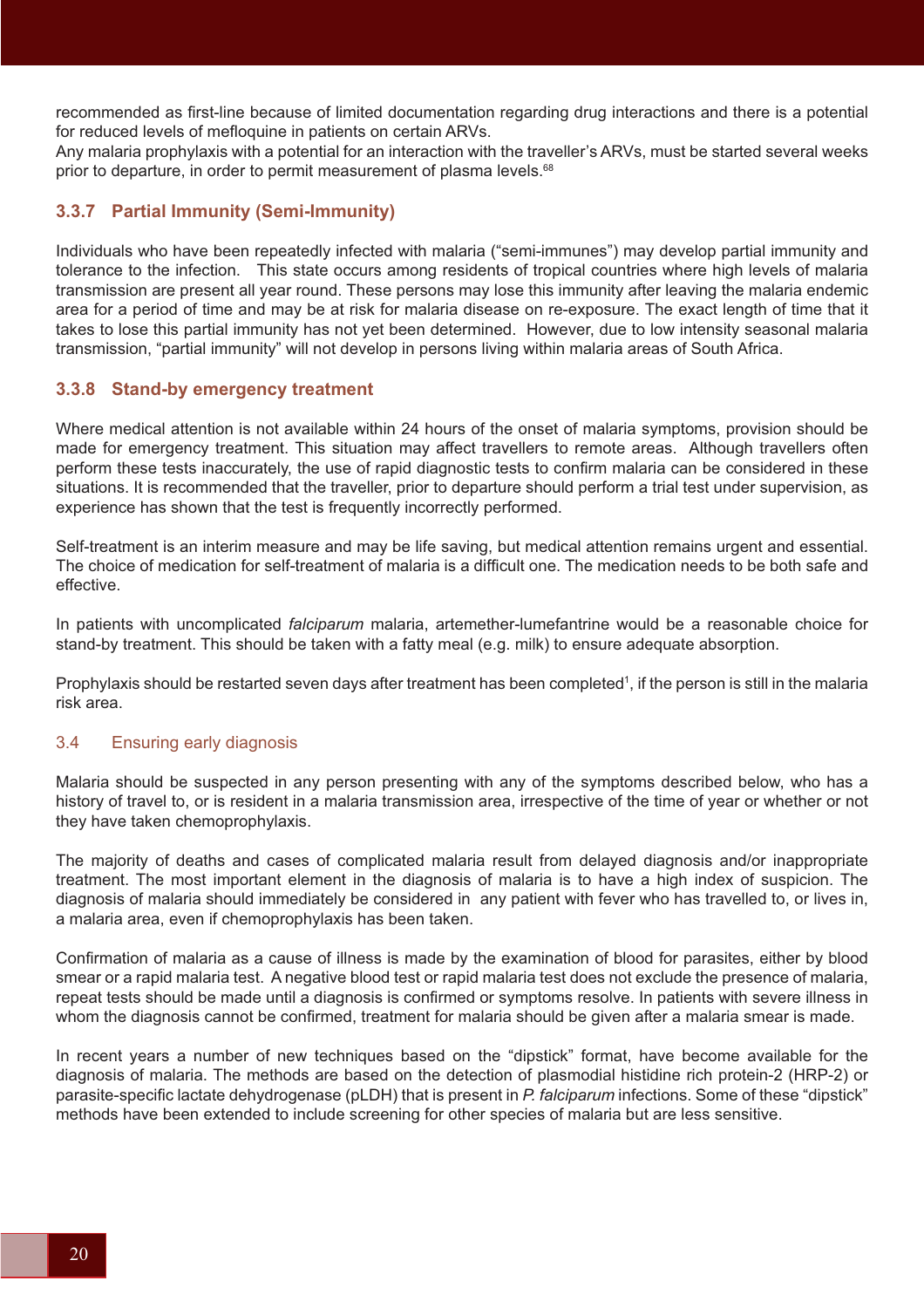recommended as first-line because of limited documentation regarding drug interactions and there is a potential for reduced levels of mefloquine in patients on certain ARVs.
Any malaria prophylaxis with a potential for an interaction with the traveller's ARVs, must be started several weeks prior to departure, in order to permit measurement of plasma levels.[68]

### 3.3.7 Partial Immunity (Semi-Immunity)

Individuals who have been repeatedly infected with malaria ("semi-immunes") may develop partial immunity and tolerance to the infection. This state occurs among residents of tropical countries where high levels of malaria transmission are present all year round. These persons may lose this immunity after leaving the malaria endemic area for a period of time and may be at risk for malaria disease on re-exposure. The exact length of time that it takes to lose this partial immunity has not yet been determined. However, due to low intensity seasonal malaria transmission, "partial immunity" will not develop in persons living within malaria areas of South Africa.

### 3.3.8 Stand-by emergency treatment

Where medical attention is not available within 24 hours of the onset of malaria symptoms, provision should be made for emergency treatment. This situation may affect travellers to remote areas. Although travellers often perform these tests inaccurately, the use of rapid diagnostic tests to confirm malaria can be considered in these situations. It is recommended that the traveller, prior to departure should perform a trial test under supervision, as experience has shown that the test is frequently incorrectly performed.

Self-treatment is an interim measure and may be life saving, but medical attention remains urgent and essential. The choice of medication for self-treatment of malaria is a difficult one. The medication needs to be both safe and effective.

In patients with uncomplicated *falciparum* malaria, artemether-lumefantrine would be a reasonable choice for stand-by treatment. This should be taken with a fatty meal (e.g. milk) to ensure adequate absorption.

Prophylaxis should be restarted seven days after treatment has been completed[1], if the person is still in the malaria risk area.

## 3.4 Ensuring early diagnosis

Malaria should be suspected in any person presenting with any of the symptoms described below, who has a history of travel to, or is resident in a malaria transmission area, irrespective of the time of year or whether or not they have taken chemoprophylaxis.

The majority of deaths and cases of complicated malaria result from delayed diagnosis and/or inappropriate treatment. The most important element in the diagnosis of malaria is to have a high index of suspicion. The diagnosis of malaria should immediately be considered in any patient with fever who has travelled to, or lives in, a malaria area, even if chemoprophylaxis has been taken.

Confirmation of malaria as a cause of illness is made by the examination of blood for parasites, either by blood smear or a rapid malaria test. A negative blood test or rapid malaria test does not exclude the presence of malaria, repeat tests should be made until a diagnosis is confirmed or symptoms resolve. In patients with severe illness in whom the diagnosis cannot be confirmed, treatment for malaria should be given after a malaria smear is made.

In recent years a number of new techniques based on the "dipstick" format, have become available for the diagnosis of malaria. The methods are based on the detection of plasmodial histidine rich protein-2 (HRP-2) or parasite-specific lactate dehydrogenase (pLDH) that is present in *P. falciparum* infections. Some of these "dipstick" methods have been extended to include screening for other species of malaria but are less sensitive.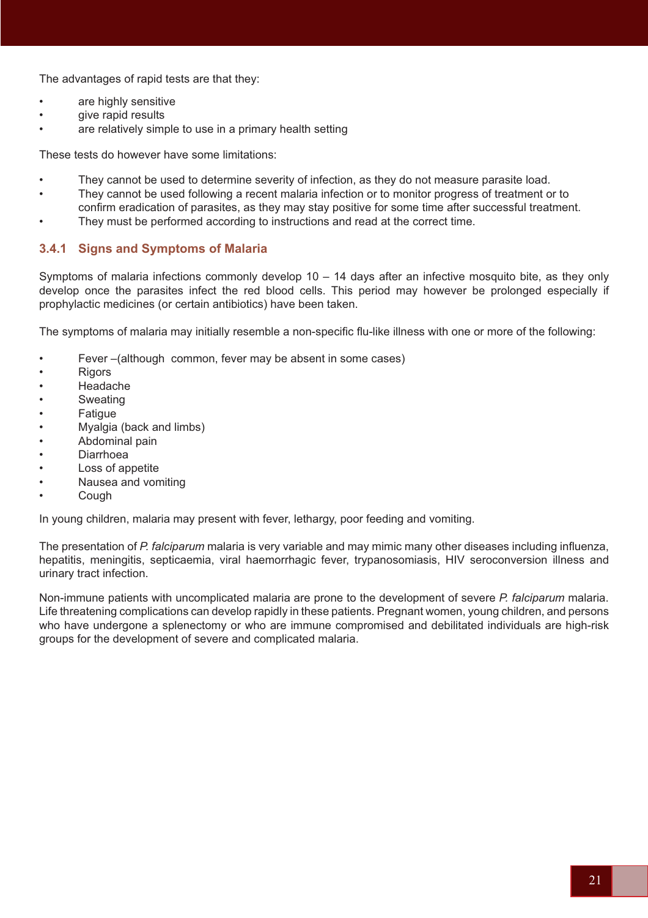The advantages of rapid tests are that they:

- are highly sensitive
- give rapid results
- are relatively simple to use in a primary health setting

These tests do however have some limitations:

- They cannot be used to determine severity of infection, as they do not measure parasite load.
- They cannot be used following a recent malaria infection or to monitor progress of treatment or to confirm eradication of parasites, as they may stay positive for some time after successful treatment.
- They must be performed according to instructions and read at the correct time.

### 3.4.1 Signs and Symptoms of Malaria

Symptoms of malaria infections commonly develop 10 – 14 days after an infective mosquito bite, as they only develop once the parasites infect the red blood cells. This period may however be prolonged especially if prophylactic medicines (or certain antibiotics) have been taken.

The symptoms of malaria may initially resemble a non-specific flu-like illness with one or more of the following:

- Fever –(although common, fever may be absent in some cases)
- Rigors
- Headache
- Sweating
- Fatigue
- Myalgia (back and limbs)
- Abdominal pain
- Diarrhoea
- Loss of appetite
- Nausea and vomiting
- Cough

In young children, malaria may present with fever, lethargy, poor feeding and vomiting.

The presentation of *P. falciparum* malaria is very variable and may mimic many other diseases including influenza, hepatitis, meningitis, septicaemia, viral haemorrhagic fever, trypanosomiasis, HIV seroconversion illness and urinary tract infection.

Non-immune patients with uncomplicated malaria are prone to the development of severe *P. falciparum* malaria. Life threatening complications can develop rapidly in these patients. Pregnant women, young children, and persons who have undergone a splenectomy or who are immune compromised and debilitated individuals are high-risk groups for the development of severe and complicated malaria.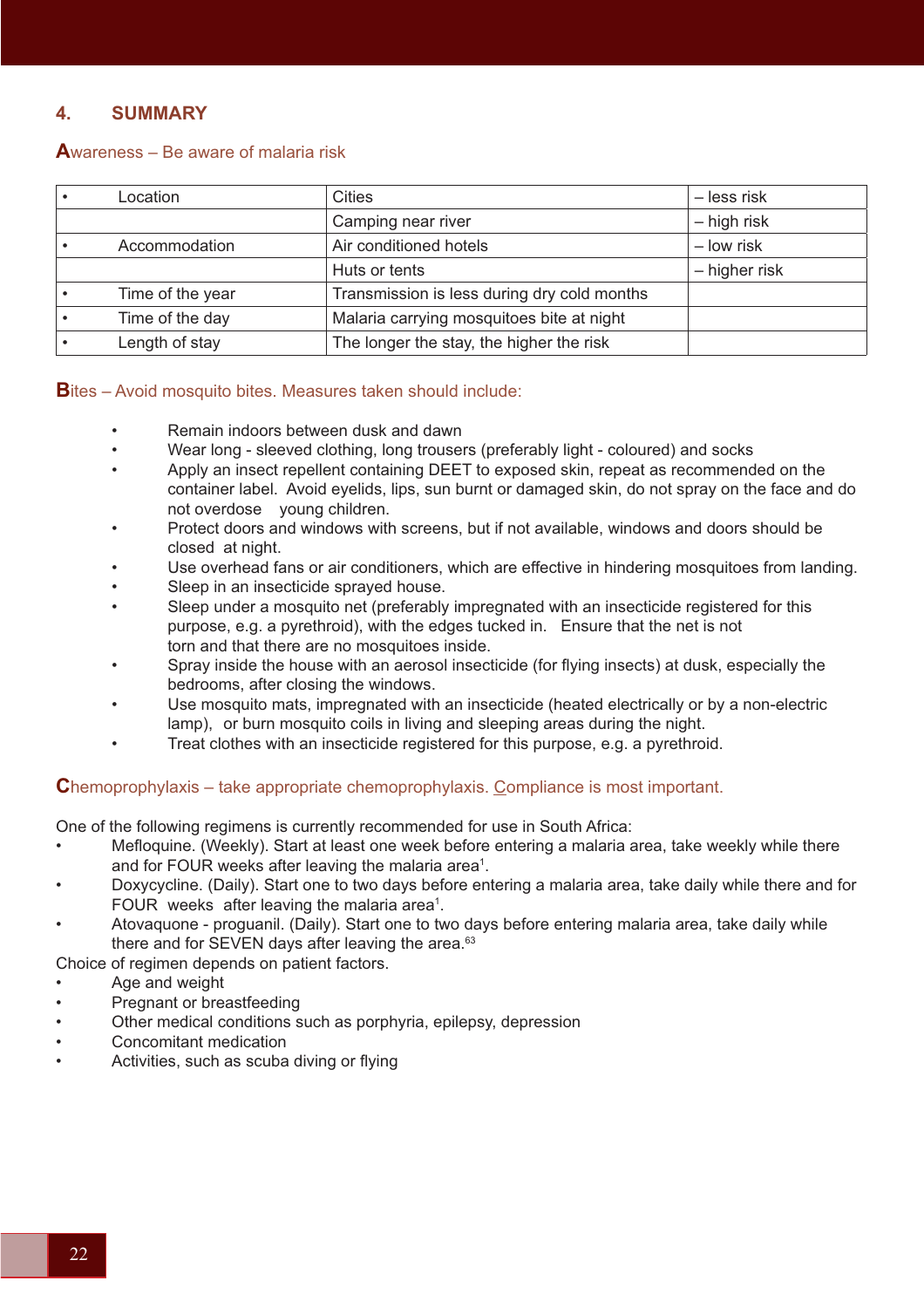## 4. SUMMARY

### Awareness – Be aware of malaria risk

| | | |
|---|---|---|
| • Location | Cities | – less risk |
| | Camping near river | – high risk |
| • Accommodation | Air conditioned hotels | – low risk |
| | Huts or tents | – higher risk |
| • Time of the year | Transmission is less during dry cold months | |
| • Time of the day | Malaria carrying mosquitoes bite at night | |
| • Length of stay | The longer the stay, the higher the risk | |

### Bites – Avoid mosquito bites. Measures taken should include:

- Remain indoors between dusk and dawn
- Wear long - sleeved clothing, long trousers (preferably light - coloured) and socks
- Apply an insect repellent containing DEET to exposed skin, repeat as recommended on the container label. Avoid eyelids, lips, sun burnt or damaged skin, do not spray on the face and do not overdose young children.
- Protect doors and windows with screens, but if not available, windows and doors should be closed at night.
- Use overhead fans or air conditioners, which are effective in hindering mosquitoes from landing.
- Sleep in an insecticide sprayed house.
- Sleep under a mosquito net (preferably impregnated with an insecticide registered for this purpose, e.g. a pyrethroid), with the edges tucked in. Ensure that the net is not torn and that there are no mosquitoes inside.
- Spray inside the house with an aerosol insecticide (for flying insects) at dusk, especially the bedrooms, after closing the windows.
- Use mosquito mats, impregnated with an insecticide (heated electrically or by a non-electric lamp), or burn mosquito coils in living and sleeping areas during the night.
- Treat clothes with an insecticide registered for this purpose, e.g. a pyrethroid.

### Chemoprophylaxis – take appropriate chemoprophylaxis. Compliance is most important.

One of the following regimens is currently recommended for use in South Africa:

- Mefloquine. (Weekly). Start at least one week before entering a malaria area, take weekly while there and for FOUR weeks after leaving the malaria area[1].
- Doxycycline. (Daily). Start one to two days before entering a malaria area, take daily while there and for FOUR weeks after leaving the malaria area[1].
- Atovaquone - proguanil. (Daily). Start one to two days before entering malaria area, take daily while there and for SEVEN days after leaving the area.[63]

Choice of regimen depends on patient factors.

- Age and weight
- Pregnant or breastfeeding
- Other medical conditions such as porphyria, epilepsy, depression
- Concomitant medication
- Activities, such as scuba diving or flying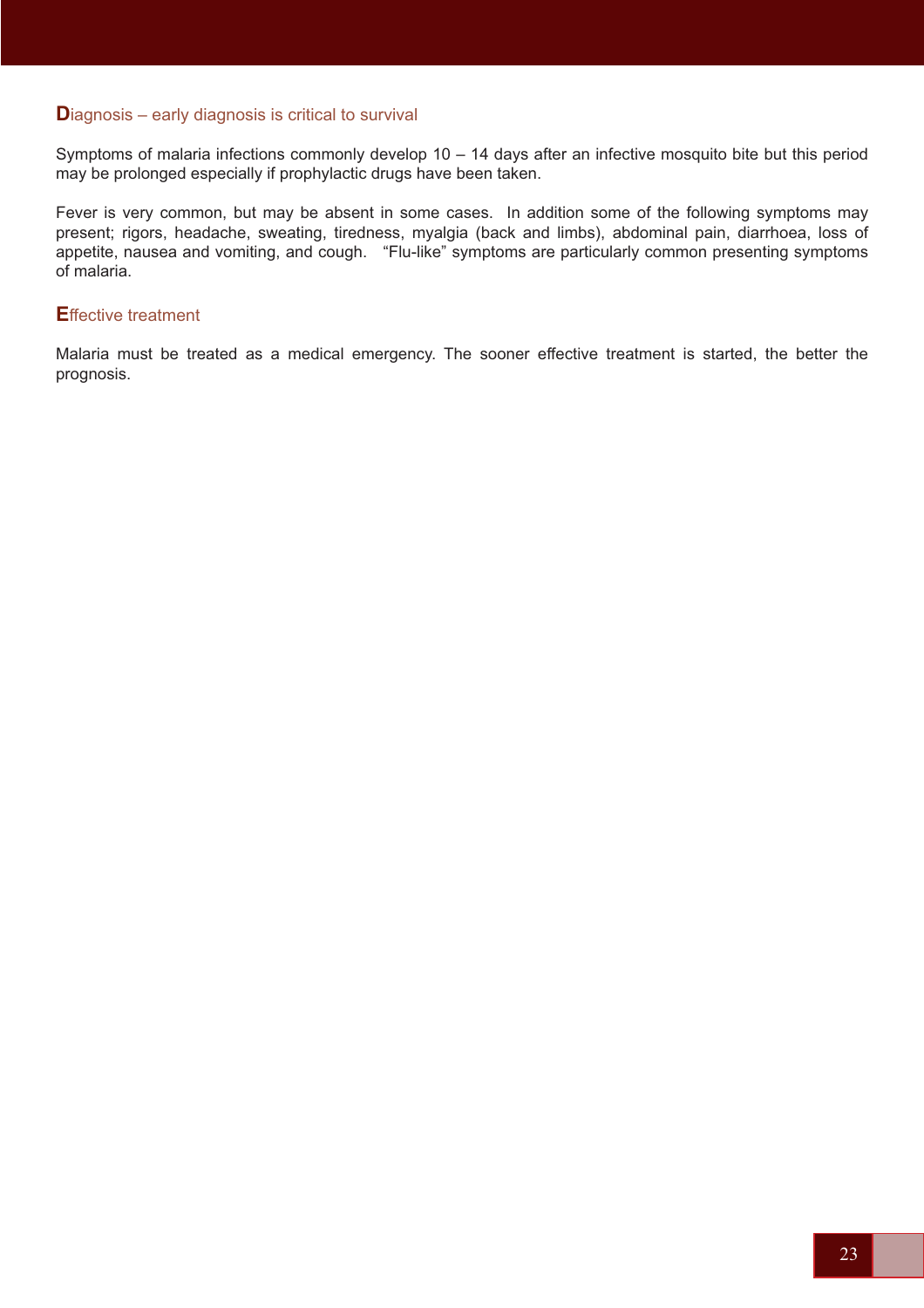## Diagnosis – early diagnosis is critical to survival

Symptoms of malaria infections commonly develop 10 – 14 days after an infective mosquito bite but this period may be prolonged especially if prophylactic drugs have been taken.

Fever is very common, but may be absent in some cases. In addition some of the following symptoms may present; rigors, headache, sweating, tiredness, myalgia (back and limbs), abdominal pain, diarrhoea, loss of appetite, nausea and vomiting, and cough. "Flu-like" symptoms are particularly common presenting symptoms of malaria.

## Effective treatment

Malaria must be treated as a medical emergency. The sooner effective treatment is started, the better the prognosis.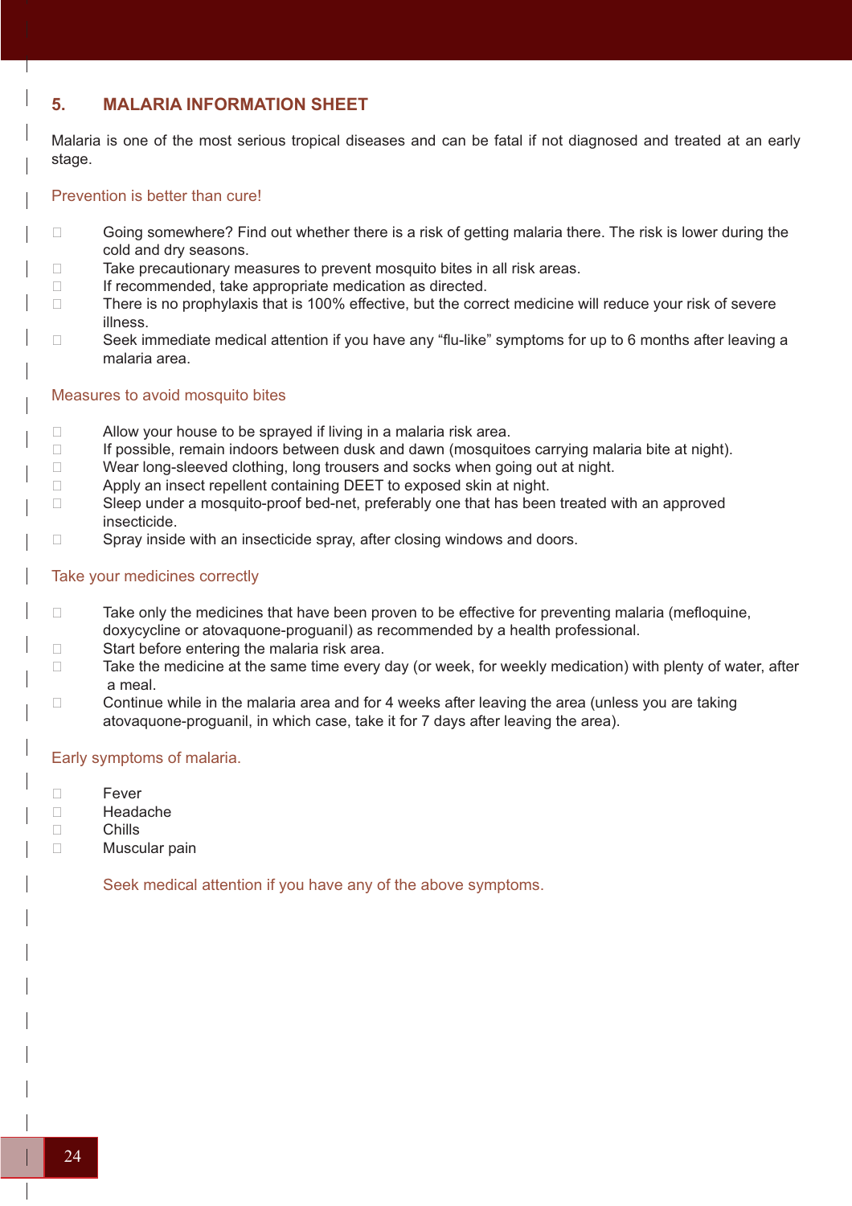## 5. MALARIA INFORMATION SHEET

Malaria is one of the most serious tropical diseases and can be fatal if not diagnosed and treated at an early stage.

### Prevention is better than cure!

- Going somewhere? Find out whether there is a risk of getting malaria there. The risk is lower during the cold and dry seasons.
- Take precautionary measures to prevent mosquito bites in all risk areas.
- If recommended, take appropriate medication as directed.
- There is no prophylaxis that is 100% effective, but the correct medicine will reduce your risk of severe illness.
- Seek immediate medical attention if you have any “flu-like” symptoms for up to 6 months after leaving a malaria area.

### Measures to avoid mosquito bites

- Allow your house to be sprayed if living in a malaria risk area.
- If possible, remain indoors between dusk and dawn (mosquitoes carrying malaria bite at night).
- Wear long-sleeved clothing, long trousers and socks when going out at night.
- Apply an insect repellent containing DEET to exposed skin at night.
- Sleep under a mosquito-proof bed-net, preferably one that has been treated with an approved insecticide.
- Spray inside with an insecticide spray, after closing windows and doors.

### Take your medicines correctly

- Take only the medicines that have been proven to be effective for preventing malaria (mefloquine, doxycycline or atovaquone-proguanil) as recommended by a health professional.
- Start before entering the malaria risk area.
- Take the medicine at the same time every day (or week, for weekly medication) with plenty of water, after a meal.
- Continue while in the malaria area and for 4 weeks after leaving the area (unless you are taking atovaquone-proguanil, in which case, take it for 7 days after leaving the area).

### Early symptoms of malaria.

- Fever
- Headache
- Chills
- Muscular pain

Seek medical attention if you have any of the above symptoms.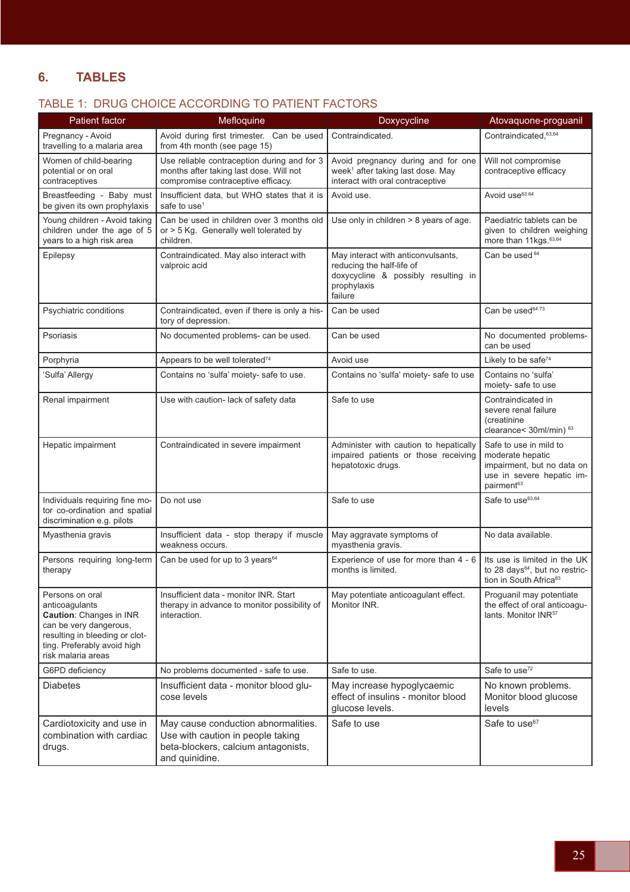## 6. TABLES

### TABLE 1: DRUG CHOICE ACCORDING TO PATIENT FACTORS

| Patient factor | Mefloquine | Doxycycline | Atovaquone-proguanil |
|---|---|---|---|
| Pregnancy - Avoid travelling to a malaria area | Avoid during first trimester. Can be used from 4th month (see page 15) | Contraindicated. | Contraindicated,[63,64] |
| Women of child-bearing potential or on oral contraceptives | Use reliable contraception during and for 3 months after taking last dose. Will not compromise contraceptive efficacy. | Avoid pregnancy during and for one week[1] after taking last dose. May interact with oral contraceptive | Will not compromise contraceptive efficacy |
| Breastfeeding - Baby must be given its own prophylaxis | Insufficient data, but WHO states that it is safe to use[1] | Avoid use. | Avoid use[63.64] |
| Young children - Avoid taking children under the age of 5 years to a high risk area | Can be used in children over 3 months old or > 5 Kg. Generally well tolerated by children. | Use only in children > 8 years of age. | Paediatric tablets can be given to children weighing more than 11kgs.[63,64] |
| Epilepsy | Contraindicated. May also interact with valproic acid | May interact with anticonvulsants, reducing the half-life of doxycycline & possibly resulting in prophylaxis failure | Can be used[64] |
| Psychiatric conditions | Contraindicated, even if there is only a history of depression. | Can be used | Can be used[64,73] |
| Psoriasis | No documented problems- can be used. | Can be used | No documented problems- can be used |
| Porphyria | Appears to be well tolerated[74] | Avoid use | Likely to be safe[74] |
| 'Sulfa' Allergy | Contains no 'sulfa' moiety- safe to use. | Contains no 'sulfa' moiety- safe to use | Contains no 'sulfa' moiety- safe to use |
| Renal impairment | Use with caution- lack of safety data | Safe to use | Contraindicated in severe renal failure (creatinine clearance< 30ml/min)[63] |
| Hepatic impairment | Contraindicated in severe impairment | Administer with caution to hepatically impaired patients or those receiving hepatotoxic drugs. | Safe to use in mild to moderate hepatic impairment, but no data on use in severe hepatic impairment[63] |
| Individuals requiring fine motor co-ordination and spatial discrimination e.g. pilots | Do not use | Safe to use | Safe to use[63,64] |
| Myasthenia gravis | Insufficient data - stop therapy if muscle weakness occurs. | May aggravate symptoms of myasthenia gravis. | No data available. |
| Persons requiring long-term therapy | Can be used for up to 3 years[64] | Experience of use for more than 4 - 6 months is limited. | Its use is limited in the UK to 28 days[64], but no restriction in South Africa[63] |
| Persons on oral anticoagulants **Caution**: Changes in INR can be very dangerous, resulting in bleeding or clotting. Preferably avoid high risk malaria areas | Insufficient data - monitor INR. Start therapy in advance to monitor possibility of interaction. | May potentiate anticoagulant effect. Monitor INR. | Proguanil may potentiate the effect of oral anticoagulants. Monitor INR[57] |
| G6PD deficiency | No problems documented - safe to use. | Safe to use. | Safe to use[72] |
| Diabetes | Insufficient data - monitor blood glucose levels | May increase hypoglycaemic effect of insulins - monitor blood glucose levels. | No known problems. Monitor blood glucose levels |
| Cardiotoxicity and use in combination with cardiac drugs. | May cause conduction abnormalities. Use with caution in people taking beta-blockers, calcium antagonists, and quinidine. | Safe to use | Safe to use[67] |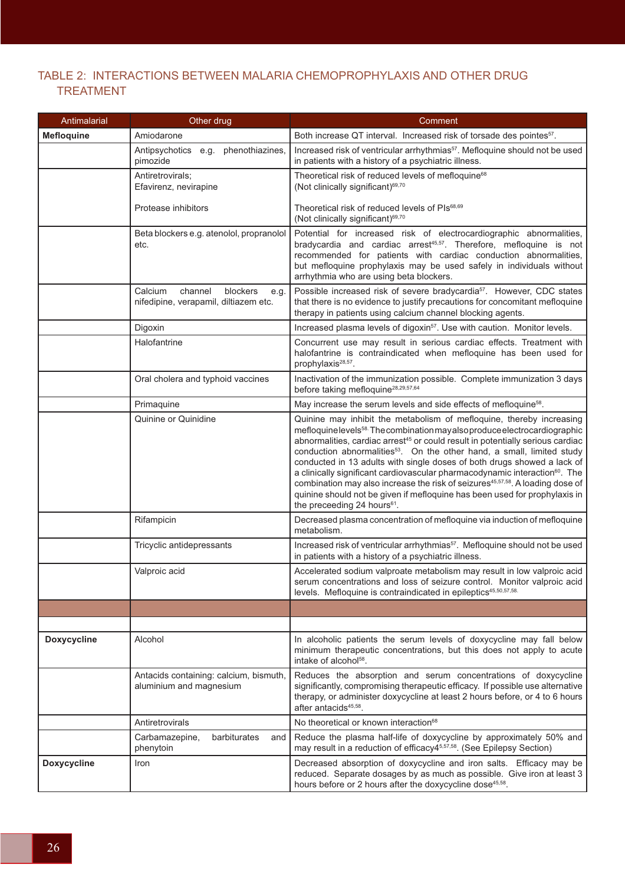## TABLE 2: INTERACTIONS BETWEEN MALARIA CHEMOPROPHYLAXIS AND OTHER DRUG TREATMENT

| Antimalarial | Other drug | Comment |
|---|---|---|
| **Mefloquine** | Amiodarone | Both increase QT interval. Increased risk of torsade des pointes[57]. |
| | Antipsychotics e.g. phenothiazines, pimozide | Increased risk of ventricular arrhythmias[57]. Mefloquine should not be used in patients with a history of a psychiatric illness. |
| | Antiretrovirals; Efavirenz, nevirapine<br><br>Protease inhibitors | Theoretical risk of reduced levels of mefloquine[68] (Not clinically significant)[69,70]<br><br>Theoretical risk of reduced levels of PIs[68,69] (Not clinically significant)[69,70] |
| | Beta blockers e.g. atenolol, propranolol etc. | Potential for increased risk of electrocardiographic abnormalities, bradycardia and cardiac arrest[45,57]. Therefore, mefloquine is not recommended for patients with cardiac conduction abnormalities, but mefloquine prophylaxis may be used safely in individuals without arrhythmia who are using beta blockers. |
| | Calcium channel blockers e.g. nifedipine, verapamil, diltiazem etc. | Possible increased risk of severe bradycardia[57]. However, CDC states that there is no evidence to justify precautions for concomitant mefloquine therapy in patients using calcium channel blocking agents. |
| | Digoxin | Increased plasma levels of digoxin[57]. Use with caution. Monitor levels. |
| | Halofantrine | Concurrent use may result in serious cardiac effects. Treatment with halofantrine is contraindicated when mefloquine has been used for prophylaxis[28,57]. |
| | Oral cholera and typhoid vaccines | Inactivation of the immunization possible. Complete immunization 3 days before taking mefloquine[28,29,57,64] |
| | Primaquine | May increase the serum levels and side effects of mefloquine[58]. |
| | Quinine or Quinidine | Quinine may inhibit the metabolism of mefloquine, thereby increasing mefloquine levels[58]. The combination may also produce electrocardiographic abnormalities, cardiac arrest[45] or could result in potentially serious cardiac conduction abnormalities[53]. On the other hand, a small, limited study conducted in 13 adults with single doses of both drugs showed a lack of a clinically significant cardiovascular pharmacodynamic interaction[60]. The combination may also increase the risk of seizures[45,57,58]. A loading dose of quinine should not be given if mefloquine has been used for prophylaxis in the preceeding 24 hours[61]. |
| | Rifampicin | Decreased plasma concentration of mefloquine via induction of mefloquine metabolism. |
| | Tricyclic antidepressants | Increased risk of ventricular arrhythmias[57]. Mefloquine should not be used in patients with a history of a psychiatric illness. |
| | Valproic acid | Accelerated sodium valproate metabolism may result in low valproic acid serum concentrations and loss of seizure control. Monitor valproic acid levels. Mefloquine is contraindicated in epileptics[45,50,57,58]. |
| | | |
| | | |
| **Doxycycline** | Alcohol | In alcoholic patients the serum levels of doxycycline may fall below minimum therapeutic concentrations, but this does not apply to acute intake of alcohol[58]. |
| | Antacids containing: calcium, bismuth, aluminium and magnesium | Reduces the absorption and serum concentrations of doxycycline significantly, compromising therapeutic efficacy. If possible use alternative therapy, or administer doxycycline at least 2 hours before, or 4 to 6 hours after antacids[45,58]. |
| | Antiretrovirals | No theoretical or known interaction[68] |
| | Carbamazepine, barbiturates and phenytoin | Reduce the plasma half-life of doxycycline by approximately 50% and may result in a reduction of efficacy4[5,57,58]. (See Epilepsy Section) |
| **Doxycycline** | Iron | Decreased absorption of doxycycline and iron salts. Efficacy may be reduced. Separate dosages by as much as possible. Give iron at least 3 hours before or 2 hours after the doxycycline dose[45,58]. |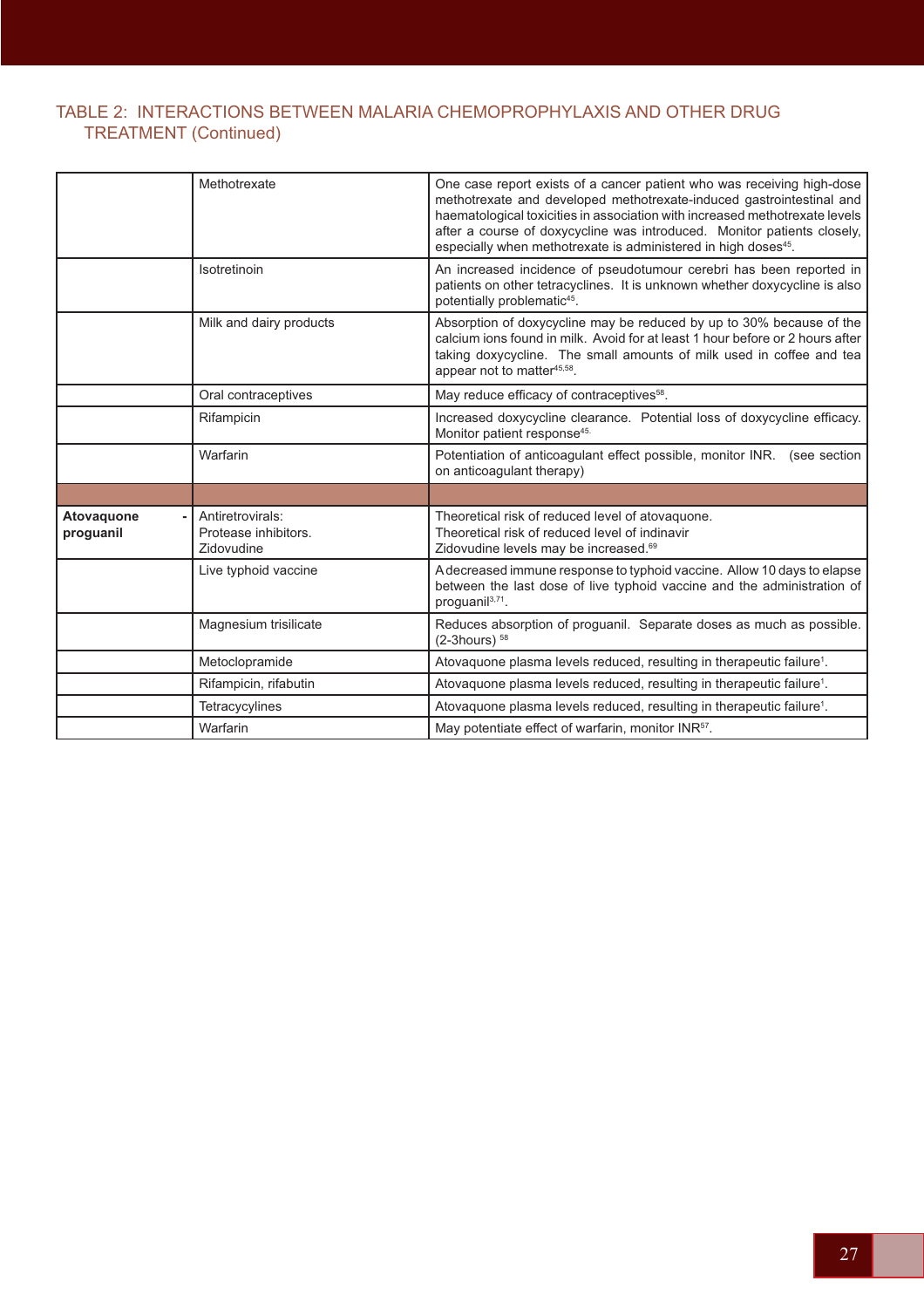## TABLE 2: INTERACTIONS BETWEEN MALARIA CHEMOPROPHYLAXIS AND OTHER DRUG TREATMENT (Continued)

| | | |
|---|---|---|
| | Methotrexate | One case report exists of a cancer patient who was receiving high-dose methotrexate and developed methotrexate-induced gastrointestinal and haematological toxicities in association with increased methotrexate levels after a course of doxycycline was introduced. Monitor patients closely, especially when methotrexate is administered in high doses[45]. |
| | Isotretinoin | An increased incidence of pseudotumour cerebri has been reported in patients on other tetracyclines. It is unknown whether doxycycline is also potentially problematic[45]. |
| | Milk and dairy products | Absorption of doxycycline may be reduced by up to 30% because of the calcium ions found in milk. Avoid for at least 1 hour before or 2 hours after taking doxycycline. The small amounts of milk used in coffee and tea appear not to matter[45,58]. |
| | Oral contraceptives | May reduce efficacy of contraceptives[58]. |
| | Rifampicin | Increased doxycycline clearance. Potential loss of doxycycline efficacy. Monitor patient response[45]. |
| | Warfarin | Potentiation of anticoagulant effect possible, monitor INR. (see section on anticoagulant therapy) |
| | | |
| **Atovaquone - proguanil** | Antiretrovirals:<br>Protease inhibitors.<br>Zidovudine | Theoretical risk of reduced level of atovaquone.<br>Theoretical risk of reduced level of indinavir<br>Zidovudine levels may be increased.[69] |
| | Live typhoid vaccine | A decreased immune response to typhoid vaccine. Allow 10 days to elapse between the last dose of live typhoid vaccine and the administration of proguanil[3,71]. |
| | Magnesium trisilicate | Reduces absorption of proguanil. Separate doses as much as possible. (2-3hours) [58] |
| | Metoclopramide | Atovaquone plasma levels reduced, resulting in therapeutic failure[1]. |
| | Rifampicin, rifabutin | Atovaquone plasma levels reduced, resulting in therapeutic failure[1]. |
| | Tetracyclines | Atovaquone plasma levels reduced, resulting in therapeutic failure[1]. |
| | Warfarin | May potentiate effect of warfarin, monitor INR[57]. |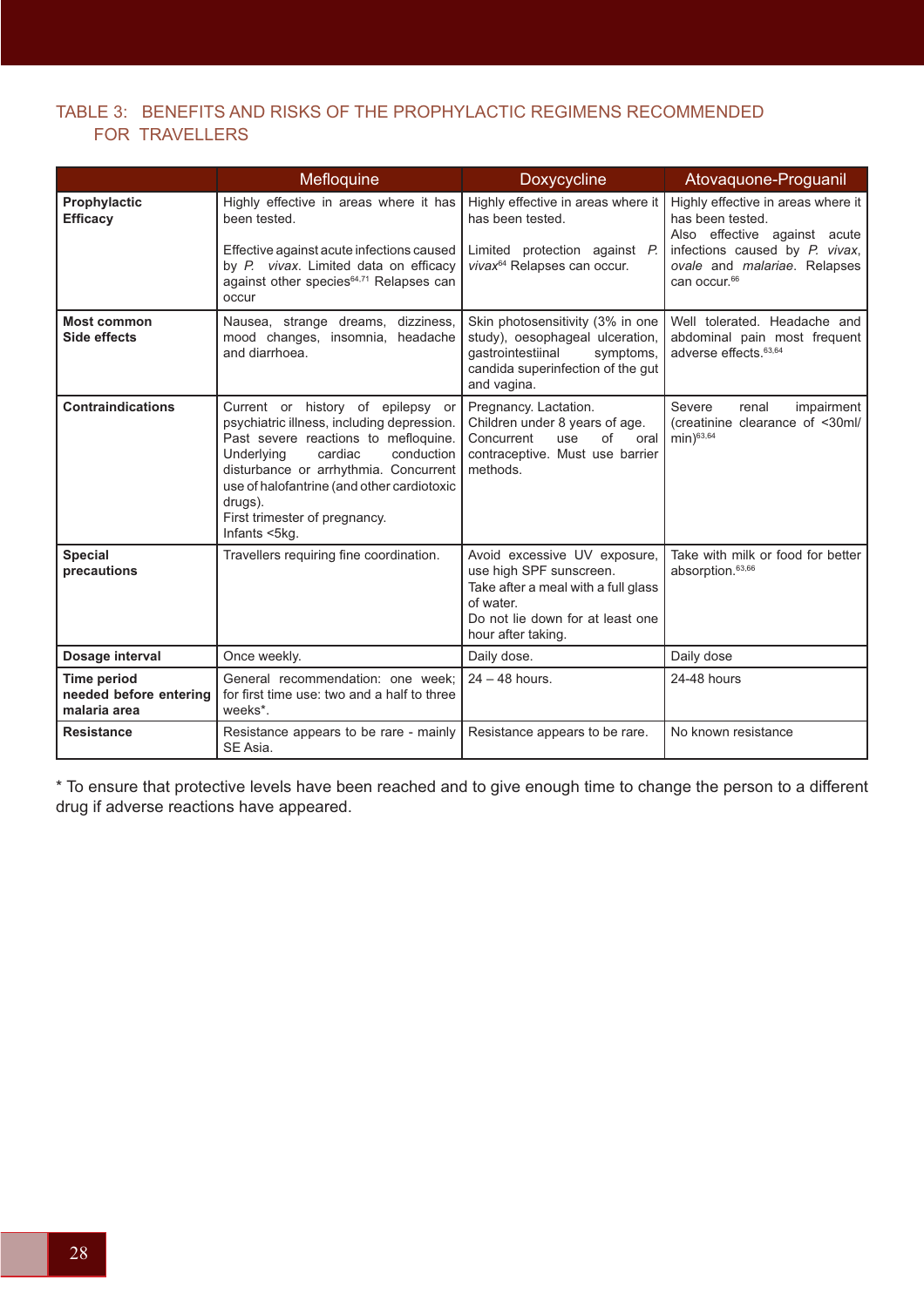## TABLE 3: BENEFITS AND RISKS OF THE PROPHYLACTIC REGIMENS RECOMMENDED FOR TRAVELLERS

| | Mefloquine | Doxycycline | Atovaquone-Proguanil |
|---|---|---|---|
| **Prophylactic Efficacy** | Highly effective in areas where it has been tested.<br><br>Effective against acute infections caused by *P. vivax*. Limited data on efficacy against other species[64,71] Relapses can occur | Highly effective in areas where it has been tested.<br><br>Limited protection against *P. vivax*[64] Relapses can occur. | Highly effective in areas where it has been tested.<br>Also effective against acute infections caused by *P. vivax*, *ovale* and *malariae*. Relapses can occur.[66] |
| **Most common Side effects** | Nausea, strange dreams, dizziness, mood changes, insomnia, headache and diarrhoea. | Skin photosensitivity (3% in one study), oesophageal ulceration, gastrointestiinal symptoms, candida superinfection of the gut and vagina. | Well tolerated. Headache and abdominal pain most frequent adverse effects.[63,64] |
| **Contraindications** | Current or history of epilepsy or psychiatric illness, including depression. Past severe reactions to mefloquine. Underlying cardiac conduction disturbance or arrhythmia. Concurrent use of halofantrine (and other cardiotoxic drugs).<br>First trimester of pregnancy.<br>Infants <5kg. | Pregnancy. Lactation.<br>Children under 8 years of age.<br>Concurrent use of oral contraceptive. Must use barrier methods. | Severe renal impairment (creatinine clearance of <30ml/min)[63,64] |
| **Special precautions** | Travellers requiring fine coordination. | Avoid excessive UV exposure, use high SPF sunscreen.<br>Take after a meal with a full glass of water.<br>Do not lie down for at least one hour after taking. | Take with milk or food for better absorption.[63,66] |
| **Dosage interval** | Once weekly. | Daily dose. | Daily dose |
| **Time period needed before entering malaria area** | General recommendation: one week; for first time use: two and a half to three weeks*. | 24 – 48 hours. | 24-48 hours |
| **Resistance** | Resistance appears to be rare - mainly SE Asia. | Resistance appears to be rare. | No known resistance |

* To ensure that protective levels have been reached and to give enough time to change the person to a different drug if adverse reactions have appeared.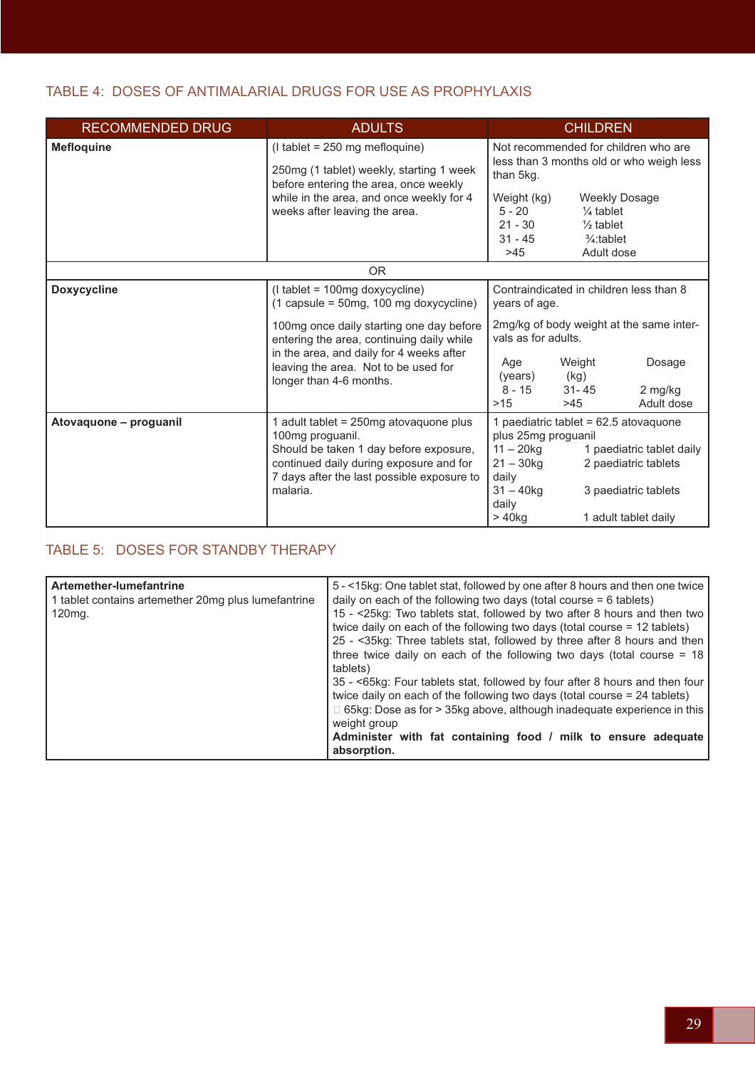## TABLE 4: DOSES OF ANTIMALARIAL DRUGS FOR USE AS PROPHYLAXIS

| RECOMMENDED DRUG | ADULTS | CHILDREN |
|---|---|---|
| **Mefloquine** | (I tablet = 250 mg mefloquine)<br><br>250mg (1 tablet) weekly, starting 1 week before entering the area, once weekly while in the area, and once weekly for 4 weeks after leaving the area. | Not recommended for children who are less than 3 months old or who weigh less than 5kg.<br><br>Weight (kg) — Weekly Dosage<br>5 - 20 — ¼ tablet<br>21 - 30 — ½ tablet<br>31 - 45 — ¾:tablet<br>>45 — Adult dose |
| OR | | |
| **Doxycycline** | (I tablet = 100mg doxycycline)<br>(1 capsule = 50mg, 100 mg doxycycline)<br><br>100mg once daily starting one day before entering the area, continuing daily while in the area, and daily for 4 weeks after leaving the area. Not to be used for longer than 4-6 months. | Contraindicated in children less than 8 years of age.<br><br>2mg/kg of body weight at the same intervals as for adults.<br><br>Age (years) — Weight (kg) — Dosage<br>8 - 15 — 31- 45 — 2 mg/kg<br>>15 — >45 — Adult dose |
| **Atovaquone – proguanil** | 1 adult tablet = 250mg atovaquone plus 100mg proguanil.<br>Should be taken 1 day before exposure, continued daily during exposure and for 7 days after the last possible exposure to malaria. | 1 paediatric tablet = 62.5 atovaquone plus 25mg proguanil<br>11 – 20kg — 1 paediatric tablet daily<br>21 – 30kg — 2 paediatric tablets daily<br>31 – 40kg — 3 paediatric tablets daily<br>> 40kg — 1 adult tablet daily |

## TABLE 5: DOSES FOR STANDBY THERAPY

| | |
|---|---|
| **Artemether-lumefantrine**<br>1 tablet contains artemether 20mg plus lumefantrine 120mg. | 5 - <15kg: One tablet stat, followed by one after 8 hours and then one twice daily on each of the following two days (total course = 6 tablets)<br>15 - <25kg: Two tablets stat, followed by two after 8 hours and then two twice daily on each of the following two days (total course = 12 tablets)<br>25 - <35kg: Three tablets stat, followed by three after 8 hours and then three twice daily on each of the following two days (total course = 18 tablets)<br>35 - <65kg: Four tablets stat, followed by four after 8 hours and then four twice daily on each of the following two days (total course = 24 tablets)<br>□ 65kg: Dose as for > 35kg above, although inadequate experience in this weight group<br>**Administer with fat containing food / milk to ensure adequate absorption.** |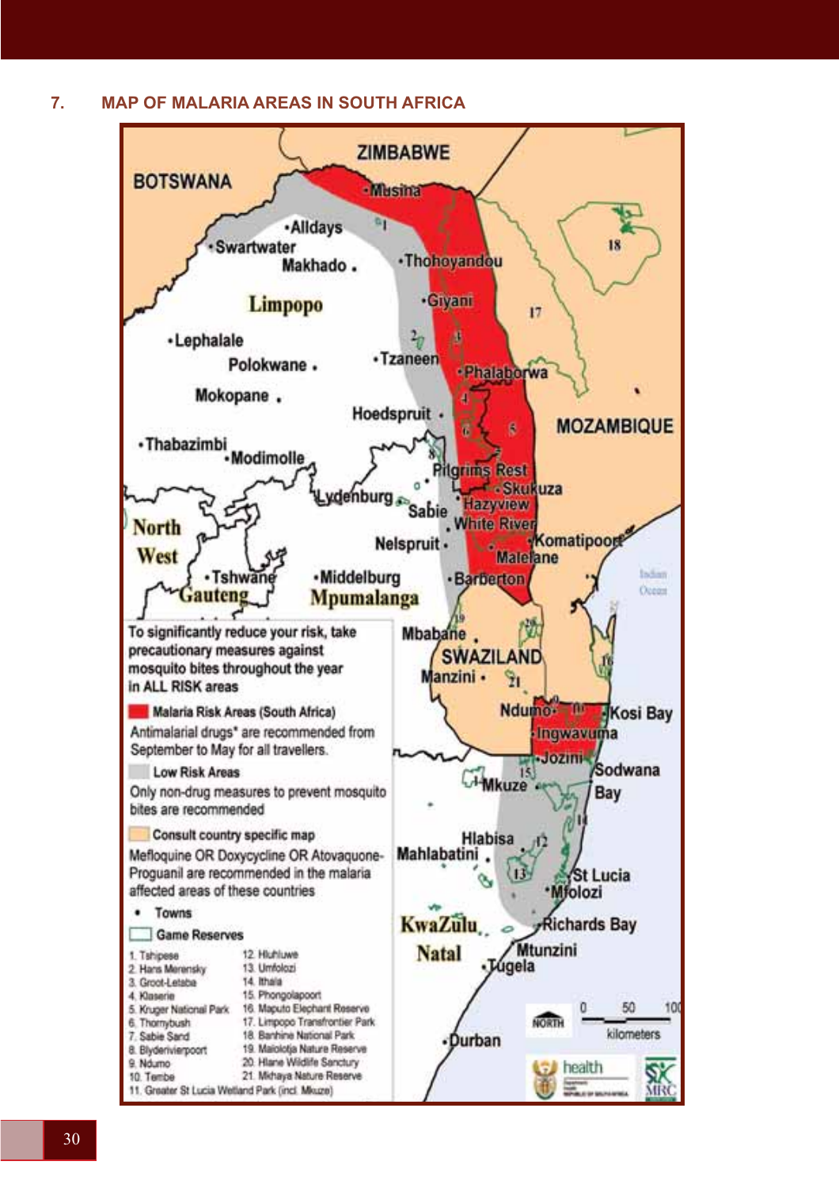## 7. MAP OF MALARIA AREAS IN SOUTH AFRICA

ZIMBABWE

BOTSWANA

•Musina

•Alldays

•Swartwater

Makhado •

•Thohoyandou

Limpopo

•Giyani

•Lephalale

Polokwane •

•Tzaneen

•Phalaborwa

Mokopane •

Hoedspruit •

MOZAMBIQUE

•Thabazimbi

•Modimolle

Pilgrims Rest

•Skukuza

Lydenburg

Sabie

Hazyview

White River

North West

Nelspruit •

•Komatipoort

Malelane

•Tshwane

Gauteng

•Middelburg

Mpumalanga

•Barberton

Indian Ocean

To significantly reduce your risk, take precautionary measures against mosquito bites throughout the year in ALL RISK areas

**Malaria Risk Areas (South Africa)**

Antimalarial drugs* are recommended from September to May for all travellers.

**Low Risk Areas**

Only non-drug measures to prevent mosquito bites are recommended

**Consult country specific map**

Mefloquine OR Doxycycline OR Atovaquone-Proguanil are recommended in the malaria affected areas of these countries

• Towns

Game Reserves

1. Tshipese
2. Hans Merensky
3. Groot-Letaba
4. Klaserie
5. Kruger National Park
6. Thornybush
7. Sabie Sand
8. Blyderivierpoort
9. Ndumo
10. Tembe
11. Greater St Lucia Wetland Park (incl. Mkuze)
12. Hluhluwe
13. Umfolozi
14. Ithala
15. Phongolapoort
16. Maputo Elephant Reserve
17. Limpopo Transfrontier Park
18. Banhine National Park
19. Malolotja Nature Reserve
20. Hlane Wildlife Sanctury
21. Mkhaya Nature Reserve

Mbabane •

SWAZILAND

Manzini •

Ndumo•

Kosi Bay

Ingwavuma

•Jozini

Sodwana Bay

Mkuze

Hlabisa

Mahlabatini •

St Lucia

•Mtolozi

KwaZulu Natal

Richards Bay

Mtunzini

•Tugela

•Durban

NORTH

0 50 100 kilometers

health

MRC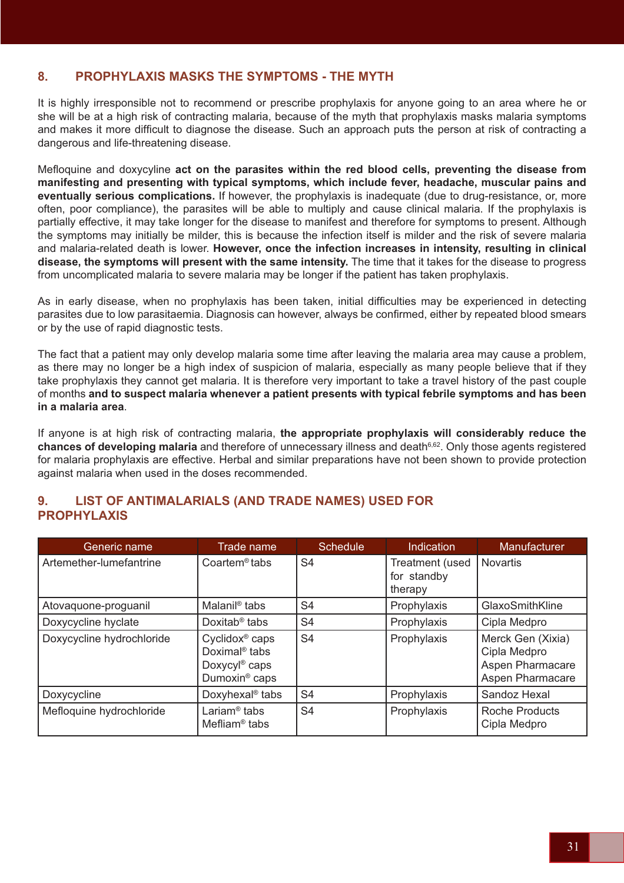## 8. PROPHYLAXIS MASKS THE SYMPTOMS - THE MYTH

It is highly irresponsible not to recommend or prescribe prophylaxis for anyone going to an area where he or she will be at a high risk of contracting malaria, because of the myth that prophylaxis masks malaria symptoms and makes it more difficult to diagnose the disease. Such an approach puts the person at risk of contracting a dangerous and life-threatening disease.

Mefloquine and doxycyline **act on the parasites within the red blood cells, preventing the disease from manifesting and presenting with typical symptoms, which include fever, headache, muscular pains and eventually serious complications.** If however, the prophylaxis is inadequate (due to drug-resistance, or, more often, poor compliance), the parasites will be able to multiply and cause clinical malaria. If the prophylaxis is partially effective, it may take longer for the disease to manifest and therefore for symptoms to present. Although the symptoms may initially be milder, this is because the infection itself is milder and the risk of severe malaria and malaria-related death is lower. **However, once the infection increases in intensity, resulting in clinical disease, the symptoms will present with the same intensity.** The time that it takes for the disease to progress from uncomplicated malaria to severe malaria may be longer if the patient has taken prophylaxis.

As in early disease, when no prophylaxis has been taken, initial difficulties may be experienced in detecting parasites due to low parasitaemia. Diagnosis can however, always be confirmed, either by repeated blood smears or by the use of rapid diagnostic tests.

The fact that a patient may only develop malaria some time after leaving the malaria area may cause a problem, as there may no longer be a high index of suspicion of malaria, especially as many people believe that if they take prophylaxis they cannot get malaria. It is therefore very important to take a travel history of the past couple of months **and to suspect malaria whenever a patient presents with typical febrile symptoms and has been in a malaria area**.

If anyone is at high risk of contracting malaria, **the appropriate prophylaxis will considerably reduce the chances of developing malaria** and therefore of unnecessary illness and death[6,62]. Only those agents registered for malaria prophylaxis are effective. Herbal and similar preparations have not been shown to provide protection against malaria when used in the doses recommended.

## 9. LIST OF ANTIMALARIALS (AND TRADE NAMES) USED FOR PROPHYLAXIS

| Generic name | Trade name | Schedule | Indication | Manufacturer |
|---|---|---|---|---|
| Artemether-lumefantrine | Coartem® tabs | S4 | Treatment (used for standby therapy | Novartis |
| Atovaquone-proguanil | Malanil® tabs | S4 | Prophylaxis | GlaxoSmithKline |
| Doxycycline hyclate | Doxitab® tabs | S4 | Prophylaxis | Cipla Medpro |
| Doxycycline hydrochloride | Cyclidox® caps<br>Doximal® tabs<br>Doxycyl® caps<br>Dumoxin® caps | S4 | Prophylaxis | Merck Gen (Xixia)<br>Cipla Medpro<br>Aspen Pharmacare<br>Aspen Pharmacare |
| Doxycycline | Doxyhexal® tabs | S4 | Prophylaxis | Sandoz Hexal |
| Mefloquine hydrochloride | Lariam® tabs<br>Mefliam® tabs | S4 | Prophylaxis | Roche Products<br>Cipla Medpro |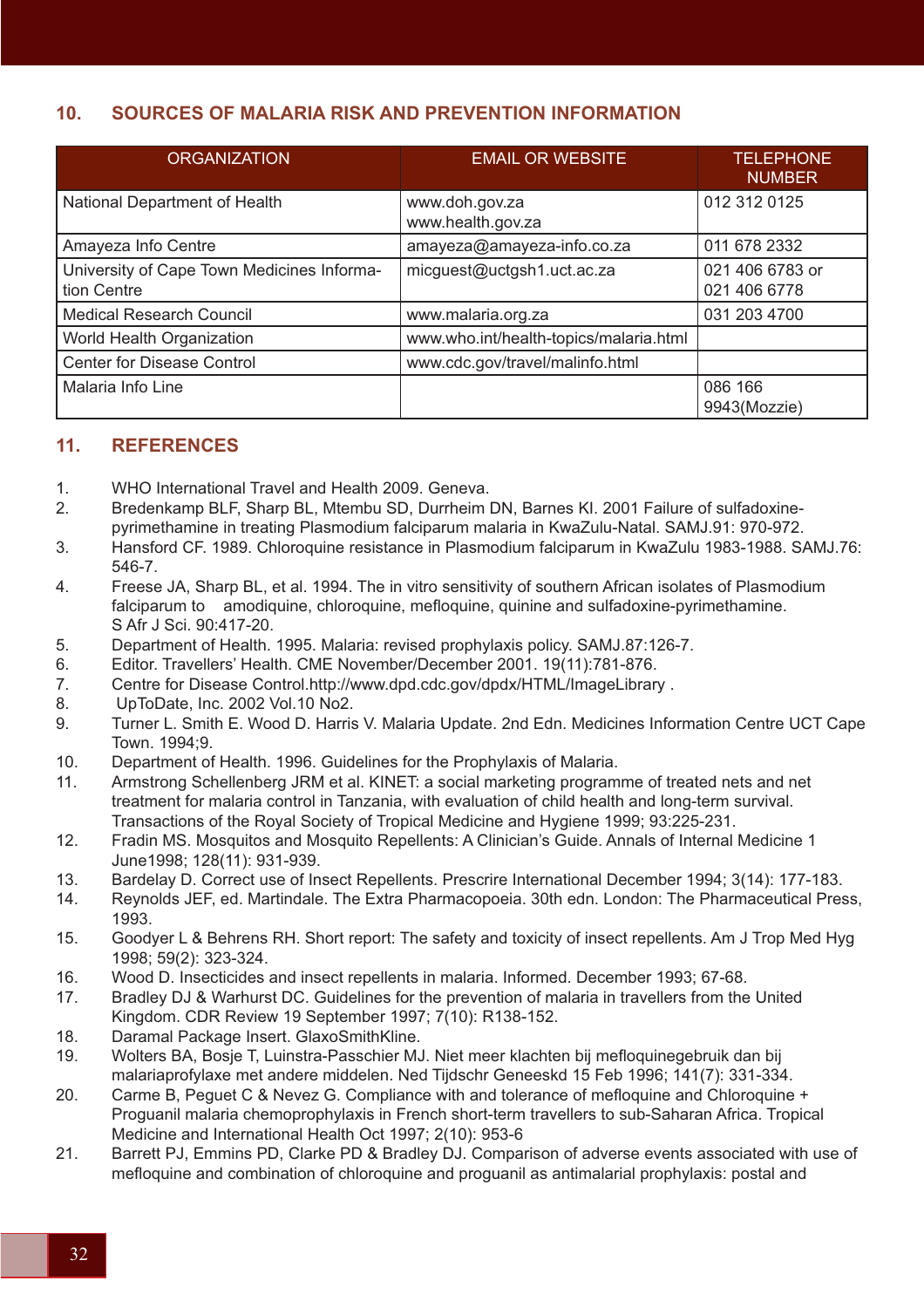## 10. SOURCES OF MALARIA RISK AND PREVENTION INFORMATION

| ORGANIZATION | EMAIL OR WEBSITE | TELEPHONE NUMBER |
|---|---|---|
| National Department of Health | www.doh.gov.za www.health.gov.za | 012 312 0125 |
| Amayeza Info Centre | amayeza@amayeza-info.co.za | 011 678 2332 |
| University of Cape Town Medicines Information Centre | micguest@uctgsh1.uct.ac.za | 021 406 6783 or 021 406 6778 |
| Medical Research Council | www.malaria.org.za | 031 203 4700 |
| World Health Organization | www.who.int/health-topics/malaria.html | |
| Center for Disease Control | www.cdc.gov/travel/malinfo.html | |
| Malaria Info Line | | 086 166 9943(Mozzie) |

## 11. REFERENCES

1. WHO International Travel and Health 2009. Geneva.
2. Bredenkamp BLF, Sharp BL, Mtembu SD, Durrheim DN, Barnes KI. 2001 Failure of sulfadoxine-pyrimethamine in treating Plasmodium falciparum malaria in KwaZulu-Natal. SAMJ.91: 970-972.
3. Hansford CF. 1989. Chloroquine resistance in Plasmodium falciparum in KwaZulu 1983-1988. SAMJ.76: 546-7.
4. Freese JA, Sharp BL, et al. 1994. The in vitro sensitivity of southern African isolates of Plasmodium falciparum to amodiquine, chloroquine, mefloquine, quinine and sulfadoxine-pyrimethamine. S Afr J Sci. 90:417-20.
5. Department of Health. 1995. Malaria: revised prophylaxis policy. SAMJ.87:126-7.
6. Editor. Travellers' Health. CME November/December 2001. 19(11):781-876.
7. Centre for Disease Control.http://www.dpd.cdc.gov/dpdx/HTML/ImageLibrary .
8. UpToDate, Inc. 2002 Vol.10 No2.
9. Turner L. Smith E. Wood D. Harris V. Malaria Update. 2nd Edn. Medicines Information Centre UCT Cape Town. 1994;9.
10. Department of Health. 1996. Guidelines for the Prophylaxis of Malaria.
11. Armstrong Schellenberg JRM et al. KINET: a social marketing programme of treated nets and net treatment for malaria control in Tanzania, with evaluation of child health and long-term survival. Transactions of the Royal Society of Tropical Medicine and Hygiene 1999; 93:225-231.
12. Fradin MS. Mosquitos and Mosquito Repellents: A Clinician's Guide. Annals of Internal Medicine 1 June1998; 128(11): 931-939.
13. Bardelay D. Correct use of Insect Repellents. Prescrire International December 1994; 3(14): 177-183.
14. Reynolds JEF, ed. Martindale. The Extra Pharmacopoeia. 30th edn. London: The Pharmaceutical Press, 1993.
15. Goodyer L & Behrens RH. Short report: The safety and toxicity of insect repellents. Am J Trop Med Hyg 1998; 59(2): 323-324.
16. Wood D. Insecticides and insect repellents in malaria. Informed. December 1993; 67-68.
17. Bradley DJ & Warhurst DC. Guidelines for the prevention of malaria in travellers from the United Kingdom. CDR Review 19 September 1997; 7(10): R138-152.
18. Daramal Package Insert. GlaxoSmithKline.
19. Wolters BA, Bosje T, Luinstra-Passchier MJ. Niet meer klachten bij mefloquinegebruik dan bij malariaprofylaxe met andere middelen. Ned Tijdschr Geneeskd 15 Feb 1996; 141(7): 331-334.
20. Carme B, Peguet C & Nevez G. Compliance with and tolerance of mefloquine and Chloroquine + Proguanil malaria chemoprophylaxis in French short-term travellers to sub-Saharan Africa. Tropical Medicine and International Health Oct 1997; 2(10): 953-6
21. Barrett PJ, Emmins PD, Clarke PD & Bradley DJ. Comparison of adverse events associated with use of mefloquine and combination of chloroquine and proguanil as antimalarial prophylaxis: postal and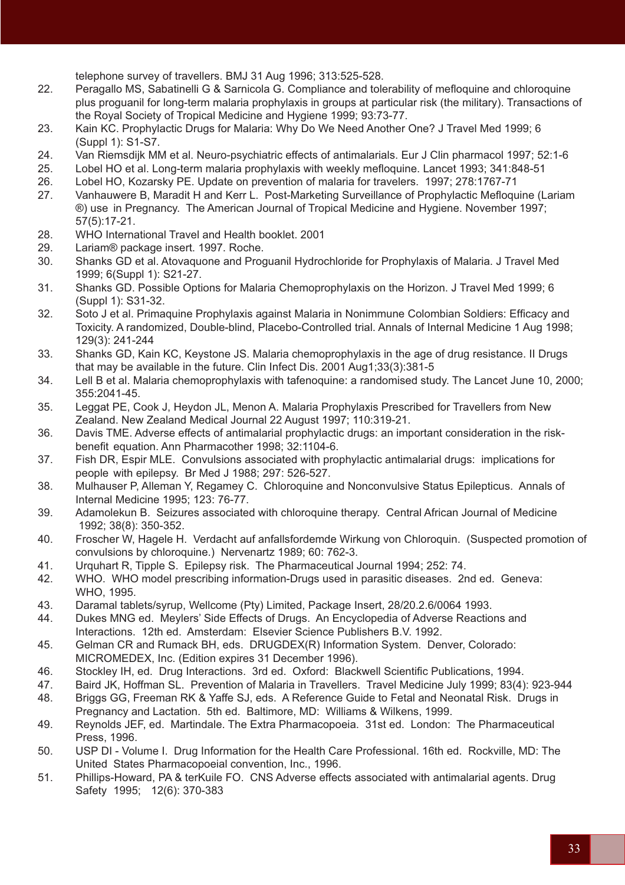telephone survey of travellers. BMJ 31 Aug 1996; 313:525-528.

22. Peragallo MS, Sabatinelli G & Sarnicola G. Compliance and tolerability of mefloquine and chloroquine plus proguanil for long-term malaria prophylaxis in groups at particular risk (the military). Transactions of the Royal Society of Tropical Medicine and Hygiene 1999; 93:73-77.
23. Kain KC. Prophylactic Drugs for Malaria: Why Do We Need Another One? J Travel Med 1999; 6 (Suppl 1): S1-S7.
24. Van Riemsdijk MM et al. Neuro-psychiatric effects of antimalarials. Eur J Clin pharmacol 1997; 52:1-6
25. Lobel HO et al. Long-term malaria prophylaxis with weekly mefloquine. Lancet 1993; 341:848-51
26. Lobel HO, Kozarsky PE. Update on prevention of malaria for travelers. 1997; 278:1767-71
27. Vanhauwere B, Maradit H and Kerr L. Post-Marketing Surveillance of Prophylactic Mefloquine (Lariam ®) use in Pregnancy. The American Journal of Tropical Medicine and Hygiene. November 1997; 57(5):17-21.
28. WHO International Travel and Health booklet. 2001
29. Lariam® package insert. 1997. Roche.
30. Shanks GD et al. Atovaquone and Proguanil Hydrochloride for Prophylaxis of Malaria. J Travel Med 1999; 6(Suppl 1): S21-27.
31. Shanks GD. Possible Options for Malaria Chemoprophylaxis on the Horizon. J Travel Med 1999; 6 (Suppl 1): S31-32.
32. Soto J et al. Primaquine Prophylaxis against Malaria in Nonimmune Colombian Soldiers: Efficacy and Toxicity. A randomized, Double-blind, Placebo-Controlled trial. Annals of Internal Medicine 1 Aug 1998; 129(3): 241-244
33. Shanks GD, Kain KC, Keystone JS. Malaria chemoprophylaxis in the age of drug resistance. II Drugs that may be available in the future. Clin Infect Dis. 2001 Aug1;33(3):381-5
34. Lell B et al. Malaria chemoprophylaxis with tafenoquine: a randomised study. The Lancet June 10, 2000; 355:2041-45.
35. Leggat PE, Cook J, Heydon JL, Menon A. Malaria Prophylaxis Prescribed for Travellers from New Zealand. New Zealand Medical Journal 22 August 1997; 110:319-21.
36. Davis TME. Adverse effects of antimalarial prophylactic drugs: an important consideration in the risk-benefit equation. Ann Pharmacother 1998; 32:1104-6.
37. Fish DR, Espir MLE. Convulsions associated with prophylactic antimalarial drugs: implications for people with epilepsy. Br Med J 1988; 297: 526-527.
38. Mulhauser P, Alleman Y, Regamey C. Chloroquine and Nonconvulsive Status Epilepticus. Annals of Internal Medicine 1995; 123: 76-77.
39. Adamolekun B. Seizures associated with chloroquine therapy. Central African Journal of Medicine 1992; 38(8): 350-352.
40. Froscher W, Hagele H. Verdacht auf anfallsfordemde Wirkung von Chloroquin. (Suspected promotion of convulsions by chloroquine.) Nervenartz 1989; 60: 762-3.
41. Urquhart R, Tipple S. Epilepsy risk. The Pharmaceutical Journal 1994; 252: 74.
42. WHO. WHO model prescribing information-Drugs used in parasitic diseases. 2nd ed. Geneva: WHO, 1995.
43. Daramal tablets/syrup, Wellcome (Pty) Limited, Package Insert, 28/20.2.6/0064 1993.
44. Dukes MNG ed. Meylers' Side Effects of Drugs. An Encyclopedia of Adverse Reactions and Interactions. 12th ed. Amsterdam: Elsevier Science Publishers B.V. 1992.
45. Gelman CR and Rumack BH, eds. DRUGDEX(R) Information System. Denver, Colorado: MICROMEDEX, Inc. (Edition expires 31 December 1996).
46. Stockley IH, ed. Drug Interactions. 3rd ed. Oxford: Blackwell Scientific Publications, 1994.
47. Baird JK, Hoffman SL. Prevention of Malaria in Travellers. Travel Medicine July 1999; 83(4): 923-944
48. Briggs GG, Freeman RK & Yaffe SJ, eds. A Reference Guide to Fetal and Neonatal Risk. Drugs in Pregnancy and Lactation. 5th ed. Baltimore, MD: Williams & Wilkens, 1999.
49. Reynolds JEF, ed. Martindale. The Extra Pharmacopoeia. 31st ed. London: The Pharmaceutical Press, 1996.
50. USP DI - Volume I. Drug Information for the Health Care Professional. 16th ed. Rockville, MD: The United States Pharmacopoeial convention, Inc., 1996.
51. Phillips-Howard, PA & terKuile FO. CNS Adverse effects associated with antimalarial agents. Drug Safety 1995; 12(6): 370-383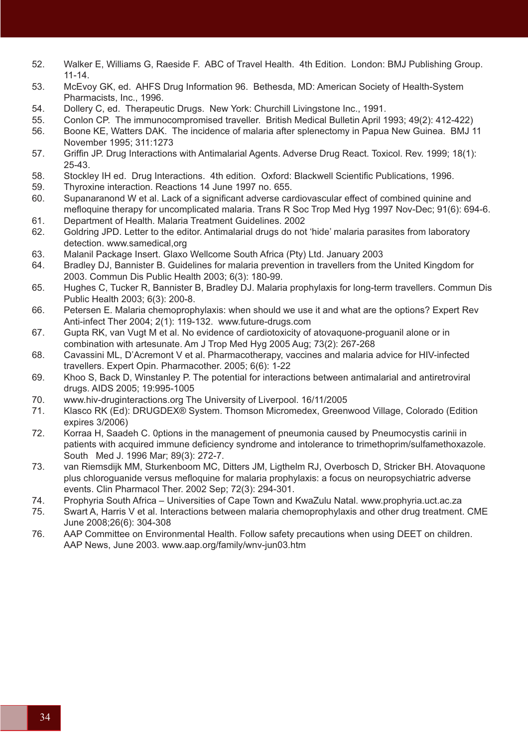52. Walker E, Williams G, Raeside F. ABC of Travel Health. 4th Edition. London: BMJ Publishing Group. 11-14.
53. McEvoy GK, ed. AHFS Drug Information 96. Bethesda, MD: American Society of Health-System Pharmacists, Inc., 1996.
54. Dollery C, ed. Therapeutic Drugs. New York: Churchill Livingstone Inc., 1991.
55. Conlon CP. The immunocompromised traveller. British Medical Bulletin April 1993; 49(2): 412-422)
56. Boone KE, Watters DAK. The incidence of malaria after splenectomy in Papua New Guinea. BMJ 11 November 1995; 311:1273
57. Griffin JP. Drug Interactions with Antimalarial Agents. Adverse Drug React. Toxicol. Rev. 1999; 18(1): 25-43.
58. Stockley IH ed. Drug Interactions. 4th edition. Oxford: Blackwell Scientific Publications, 1996.
59. Thyroxine interaction. Reactions 14 June 1997 no. 655.
60. Supanaranond W et al. Lack of a significant adverse cardiovascular effect of combined quinine and mefloquine therapy for uncomplicated malaria. Trans R Soc Trop Med Hyg 1997 Nov-Dec; 91(6): 694-6.
61. Department of Health. Malaria Treatment Guidelines. 2002
62. Goldring JPD. Letter to the editor. Antimalarial drugs do not 'hide' malaria parasites from laboratory detection. www.samedical,org
63. Malanil Package Insert. Glaxo Wellcome South Africa (Pty) Ltd. January 2003
64. Bradley DJ, Bannister B. Guidelines for malaria prevention in travellers from the United Kingdom for 2003. Commun Dis Public Health 2003; 6(3): 180-99.
65. Hughes C, Tucker R, Bannister B, Bradley DJ. Malaria prophylaxis for long-term travellers. Commun Dis Public Health 2003; 6(3): 200-8.
66. Petersen E. Malaria chemoprophylaxis: when should we use it and what are the options? Expert Rev Anti-infect Ther 2004; 2(1): 119-132. www.future-drugs.com
67. Gupta RK, van Vugt M et al. No evidence of cardiotoxicity of atovaquone-proguanil alone or in combination with artesunate. Am J Trop Med Hyg 2005 Aug; 73(2): 267-268
68. Cavassini ML, D'Acremont V et al. Pharmacotherapy, vaccines and malaria advice for HIV-infected travellers. Expert Opin. Pharmacother. 2005; 6(6): 1-22
69. Khoo S, Back D, Winstanley P. The potential for interactions between antimalarial and antiretroviral drugs. AIDS 2005; 19:995-1005
70. www.hiv-druginteractions.org The University of Liverpool. 16/11/2005
71. Klasco RK (Ed): DRUGDEX® System. Thomson Micromedex, Greenwood Village, Colorado (Edition expires 3/2006)
72. Korraa H, Saadeh C. 0ptions in the management of pneumonia caused by Pneumocystis carinii in patients with acquired immune deficiency syndrome and intolerance to trimethoprim/sulfamethoxazole. South Med J. 1996 Mar; 89(3): 272-7.
73. van Riemsdijk MM, Sturkenboom MC, Ditters JM, Ligthelm RJ, Overbosch D, Stricker BH. Atovaquone plus chloroguanide versus mefloquine for malaria prophylaxis: a focus on neuropsychiatric adverse events. Clin Pharmacol Ther. 2002 Sep; 72(3): 294-301.
74. Prophyria South Africa – Universities of Cape Town and KwaZulu Natal. www.prophyria.uct.ac.za
75. Swart A, Harris V et al. Interactions between malaria chemoprophylaxis and other drug treatment. CME June 2008;26(6): 304-308
76. AAP Committee on Environmental Health. Follow safety precautions when using DEET on children. AAP News, June 2003. www.aap.org/family/wnv-jun03.htm